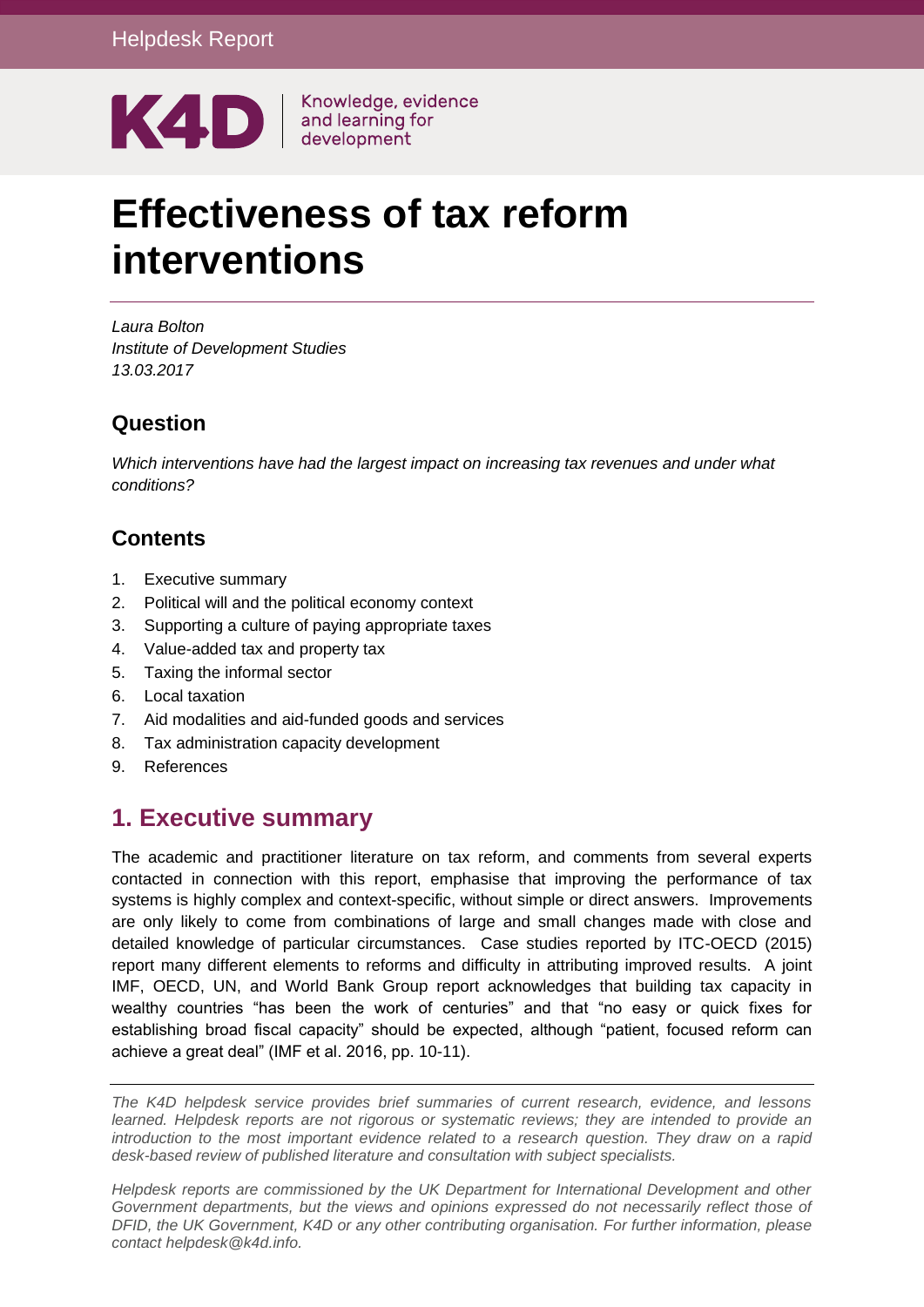Helpdesk Report

K4D | Knowledge, evidence and learning for development

# Effectiveness of tax reform interventions

*Laura Bolton*
*Institute of Development Studies*
*13.03.2017*

## Question

*Which interventions have had the largest impact on increasing tax revenues and under what conditions?*

## Contents

1. Executive summary
2. Political will and the political economy context
3. Supporting a culture of paying appropriate taxes
4. Value-added tax and property tax
5. Taxing the informal sector
6. Local taxation
7. Aid modalities and aid-funded goods and services
8. Tax administration capacity development
9. References

## 1. Executive summary

The academic and practitioner literature on tax reform, and comments from several experts contacted in connection with this report, emphasise that improving the performance of tax systems is highly complex and context-specific, without simple or direct answers. Improvements are only likely to come from combinations of large and small changes made with close and detailed knowledge of particular circumstances. Case studies reported by ITC-OECD (2015) report many different elements to reforms and difficulty in attributing improved results. A joint IMF, OECD, UN, and World Bank Group report acknowledges that building tax capacity in wealthy countries "has been the work of centuries" and that "no easy or quick fixes for establishing broad fiscal capacity" should be expected, although "patient, focused reform can achieve a great deal" (IMF et al. 2016, pp. 10-11).

*The K4D helpdesk service provides brief summaries of current research, evidence, and lessons learned. Helpdesk reports are not rigorous or systematic reviews; they are intended to provide an introduction to the most important evidence related to a research question. They draw on a rapid desk-based review of published literature and consultation with subject specialists.*

*Helpdesk reports are commissioned by the UK Department for International Development and other Government departments, but the views and opinions expressed do not necessarily reflect those of DFID, the UK Government, K4D or any other contributing organisation. For further information, please contact helpdesk@k4d.info.*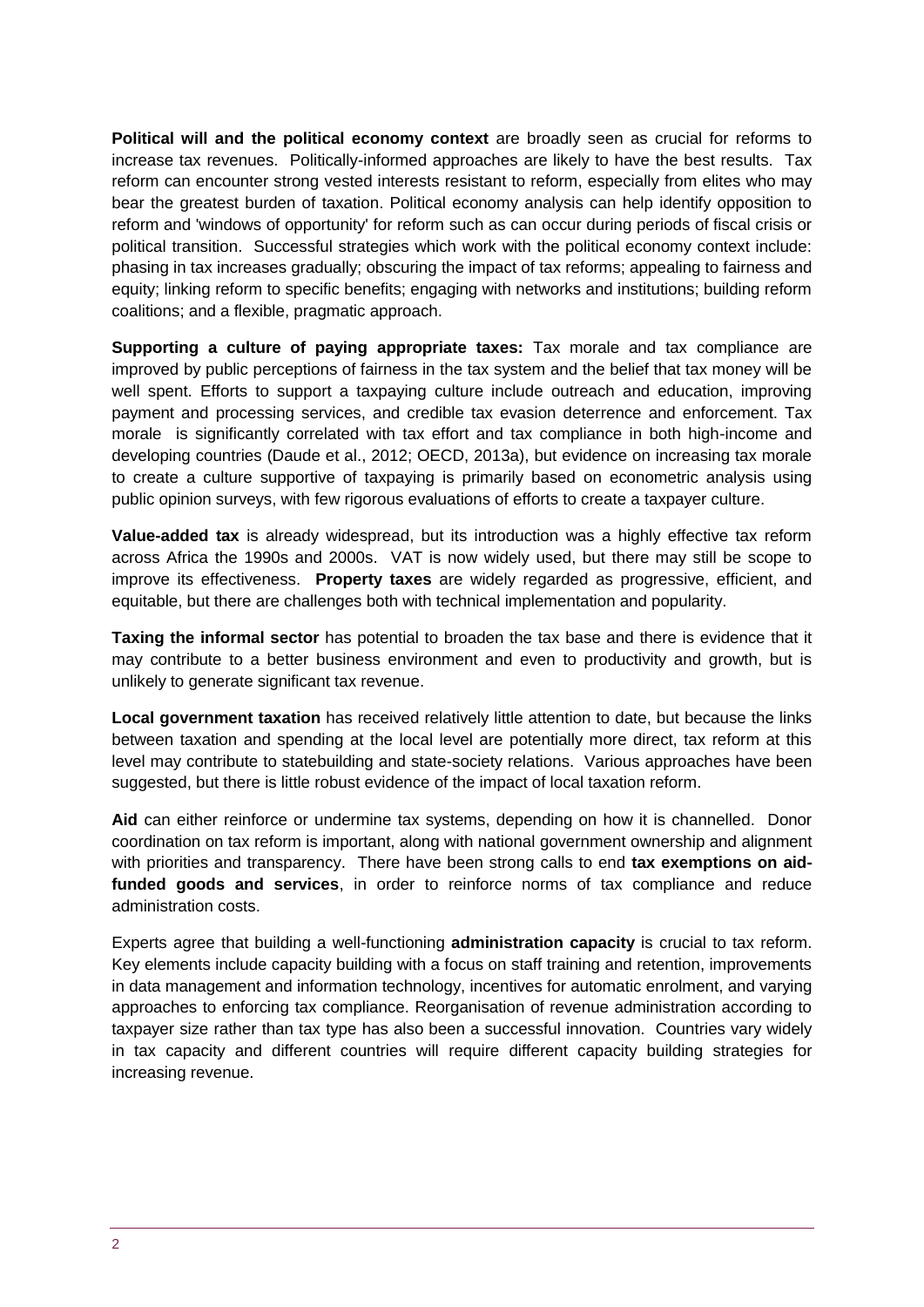**Political will and the political economy context** are broadly seen as crucial for reforms to increase tax revenues. Politically-informed approaches are likely to have the best results. Tax reform can encounter strong vested interests resistant to reform, especially from elites who may bear the greatest burden of taxation. Political economy analysis can help identify opposition to reform and 'windows of opportunity' for reform such as can occur during periods of fiscal crisis or political transition. Successful strategies which work with the political economy context include: phasing in tax increases gradually; obscuring the impact of tax reforms; appealing to fairness and equity; linking reform to specific benefits; engaging with networks and institutions; building reform coalitions; and a flexible, pragmatic approach.

**Supporting a culture of paying appropriate taxes:** Tax morale and tax compliance are improved by public perceptions of fairness in the tax system and the belief that tax money will be well spent. Efforts to support a taxpaying culture include outreach and education, improving payment and processing services, and credible tax evasion deterrence and enforcement. Tax morale is significantly correlated with tax effort and tax compliance in both high-income and developing countries (Daude et al., 2012; OECD, 2013a), but evidence on increasing tax morale to create a culture supportive of taxpaying is primarily based on econometric analysis using public opinion surveys, with few rigorous evaluations of efforts to create a taxpayer culture.

**Value-added tax** is already widespread, but its introduction was a highly effective tax reform across Africa the 1990s and 2000s. VAT is now widely used, but there may still be scope to improve its effectiveness. **Property taxes** are widely regarded as progressive, efficient, and equitable, but there are challenges both with technical implementation and popularity.

**Taxing the informal sector** has potential to broaden the tax base and there is evidence that it may contribute to a better business environment and even to productivity and growth, but is unlikely to generate significant tax revenue.

**Local government taxation** has received relatively little attention to date, but because the links between taxation and spending at the local level are potentially more direct, tax reform at this level may contribute to statebuilding and state-society relations. Various approaches have been suggested, but there is little robust evidence of the impact of local taxation reform.

**Aid** can either reinforce or undermine tax systems, depending on how it is channelled. Donor coordination on tax reform is important, along with national government ownership and alignment with priorities and transparency. There have been strong calls to end **tax exemptions on aid-funded goods and services**, in order to reinforce norms of tax compliance and reduce administration costs.

Experts agree that building a well-functioning **administration capacity** is crucial to tax reform. Key elements include capacity building with a focus on staff training and retention, improvements in data management and information technology, incentives for automatic enrolment, and varying approaches to enforcing tax compliance. Reorganisation of revenue administration according to taxpayer size rather than tax type has also been a successful innovation. Countries vary widely in tax capacity and different countries will require different capacity building strategies for increasing revenue.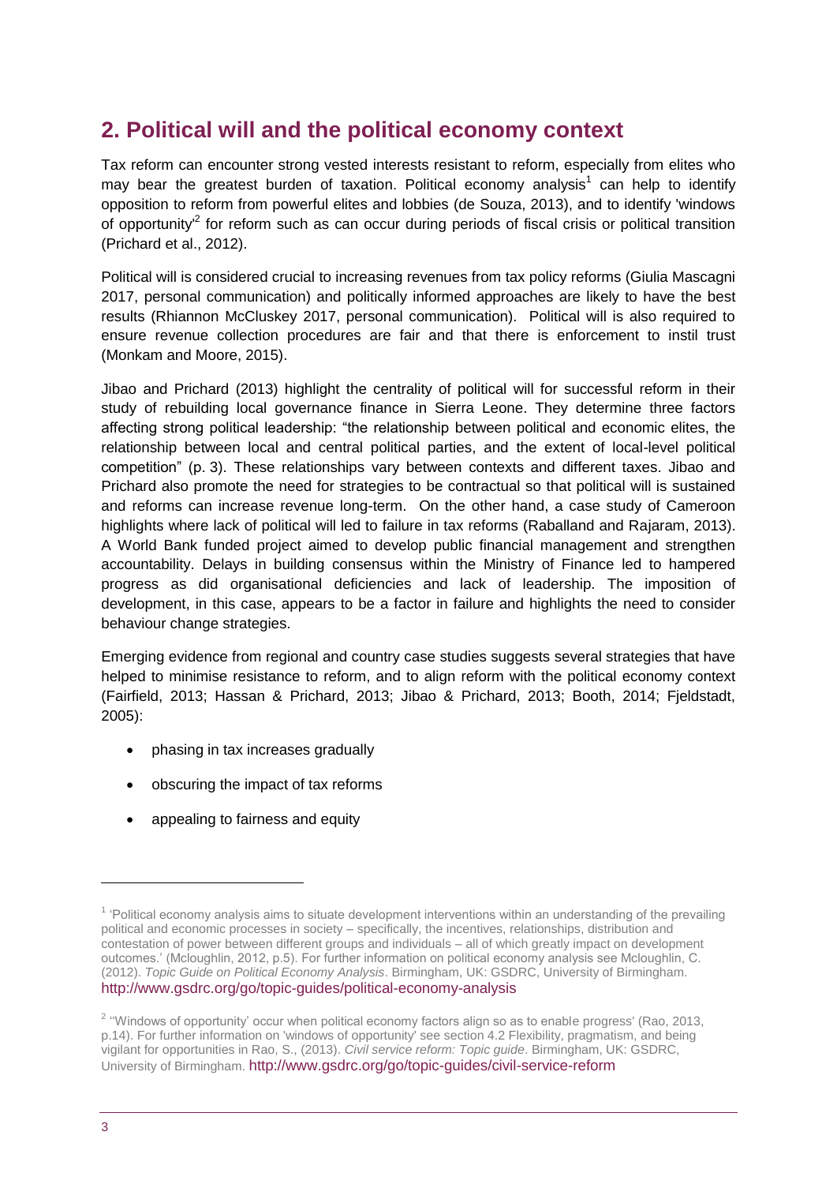## 2. Political will and the political economy context

Tax reform can encounter strong vested interests resistant to reform, especially from elites who may bear the greatest burden of taxation. Political economy analysis[1] can help to identify opposition to reform from powerful elites and lobbies (de Souza, 2013), and to identify 'windows of opportunity'[2] for reform such as can occur during periods of fiscal crisis or political transition (Prichard et al., 2012).

Political will is considered crucial to increasing revenues from tax policy reforms (Giulia Mascagni 2017, personal communication) and politically informed approaches are likely to have the best results (Rhiannon McCluskey 2017, personal communication). Political will is also required to ensure revenue collection procedures are fair and that there is enforcement to instil trust (Monkam and Moore, 2015).

Jibao and Prichard (2013) highlight the centrality of political will for successful reform in their study of rebuilding local governance finance in Sierra Leone. They determine three factors affecting strong political leadership: "the relationship between political and economic elites, the relationship between local and central political parties, and the extent of local-level political competition" (p. 3). These relationships vary between contexts and different taxes. Jibao and Prichard also promote the need for strategies to be contractual so that political will is sustained and reforms can increase revenue long-term. On the other hand, a case study of Cameroon highlights where lack of political will led to failure in tax reforms (Raballand and Rajaram, 2013). A World Bank funded project aimed to develop public financial management and strengthen accountability. Delays in building consensus within the Ministry of Finance led to hampered progress as did organisational deficiencies and lack of leadership. The imposition of development, in this case, appears to be a factor in failure and highlights the need to consider behaviour change strategies.

Emerging evidence from regional and country case studies suggests several strategies that have helped to minimise resistance to reform, and to align reform with the political economy context (Fairfield, 2013; Hassan & Prichard, 2013; Jibao & Prichard, 2013; Booth, 2014; Fjeldstadt, 2005):

- phasing in tax increases gradually
- obscuring the impact of tax reforms
- appealing to fairness and equity

---

[1] 'Political economy analysis aims to situate development interventions within an understanding of the prevailing political and economic processes in society – specifically, the incentives, relationships, distribution and contestation of power between different groups and individuals – all of which greatly impact on development outcomes.' (Mcloughlin, 2012, p.5). For further information on political economy analysis see Mcloughlin, C. (2012). *Topic Guide on Political Economy Analysis*. Birmingham, UK: GSDRC, University of Birmingham. http://www.gsdrc.org/go/topic-guides/political-economy-analysis

[2] ''Windows of opportunity' occur when political economy factors align so as to enable progress' (Rao, 2013, p.14). For further information on 'windows of opportunity' see section 4.2 Flexibility, pragmatism, and being vigilant for opportunities in Rao, S., (2013). *Civil service reform: Topic guide*. Birmingham, UK: GSDRC, University of Birmingham. http://www.gsdrc.org/go/topic-guides/civil-service-reform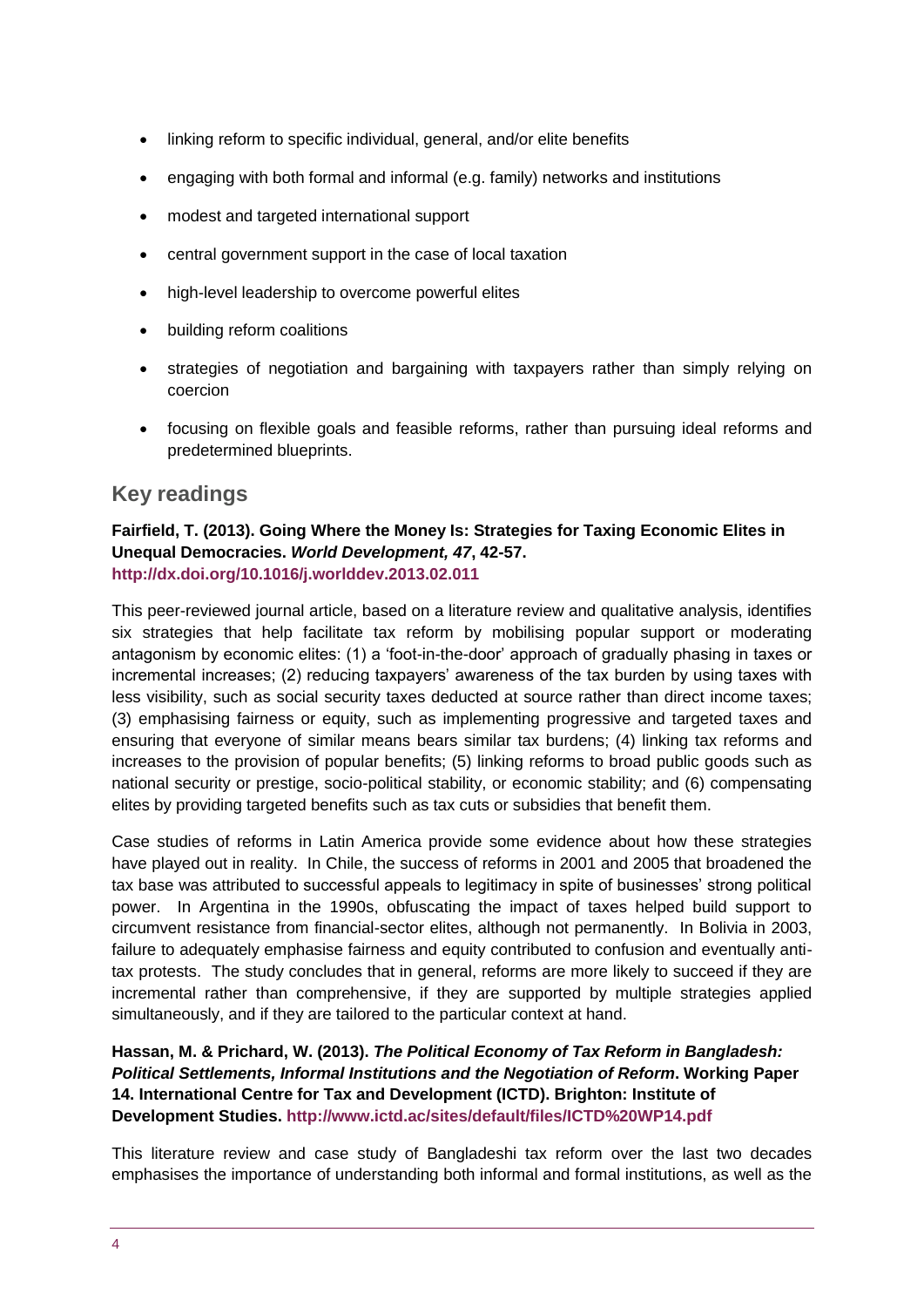- linking reform to specific individual, general, and/or elite benefits
- engaging with both formal and informal (e.g. family) networks and institutions
- modest and targeted international support
- central government support in the case of local taxation
- high-level leadership to overcome powerful elites
- building reform coalitions
- strategies of negotiation and bargaining with taxpayers rather than simply relying on coercion
- focusing on flexible goals and feasible reforms, rather than pursuing ideal reforms and predetermined blueprints.

## Key readings

**Fairfield, T. (2013). Going Where the Money Is: Strategies for Taxing Economic Elites in Unequal Democracies. *World Development, 47*, 42-57.**
**http://dx.doi.org/10.1016/j.worlddev.2013.02.011**

This peer-reviewed journal article, based on a literature review and qualitative analysis, identifies six strategies that help facilitate tax reform by mobilising popular support or moderating antagonism by economic elites: (1) a 'foot-in-the-door' approach of gradually phasing in taxes or incremental increases; (2) reducing taxpayers' awareness of the tax burden by using taxes with less visibility, such as social security taxes deducted at source rather than direct income taxes; (3) emphasising fairness or equity, such as implementing progressive and targeted taxes and ensuring that everyone of similar means bears similar tax burdens; (4) linking tax reforms and increases to the provision of popular benefits; (5) linking reforms to broad public goods such as national security or prestige, socio-political stability, or economic stability; and (6) compensating elites by providing targeted benefits such as tax cuts or subsidies that benefit them.

Case studies of reforms in Latin America provide some evidence about how these strategies have played out in reality. In Chile, the success of reforms in 2001 and 2005 that broadened the tax base was attributed to successful appeals to legitimacy in spite of businesses' strong political power. In Argentina in the 1990s, obfuscating the impact of taxes helped build support to circumvent resistance from financial-sector elites, although not permanently. In Bolivia in 2003, failure to adequately emphasise fairness and equity contributed to confusion and eventually anti-tax protests. The study concludes that in general, reforms are more likely to succeed if they are incremental rather than comprehensive, if they are supported by multiple strategies applied simultaneously, and if they are tailored to the particular context at hand.

**Hassan, M. & Prichard, W. (2013). *The Political Economy of Tax Reform in Bangladesh: Political Settlements, Informal Institutions and the Negotiation of Reform*. Working Paper 14. International Centre for Tax and Development (ICTD). Brighton: Institute of Development Studies. http://www.ictd.ac/sites/default/files/ICTD%20WP14.pdf**

This literature review and case study of Bangladeshi tax reform over the last two decades emphasises the importance of understanding both informal and formal institutions, as well as the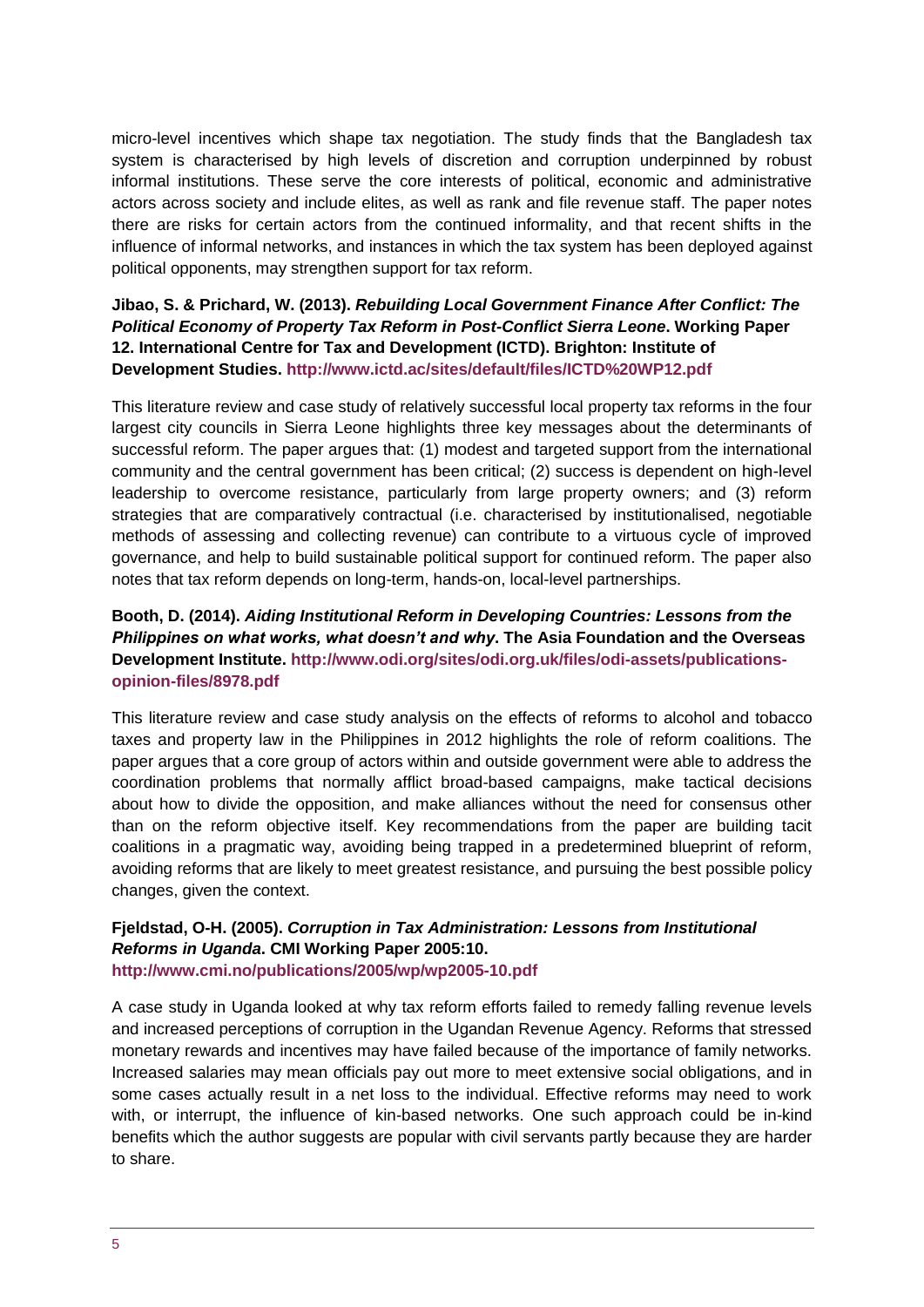micro-level incentives which shape tax negotiation. The study finds that the Bangladesh tax system is characterised by high levels of discretion and corruption underpinned by robust informal institutions. These serve the core interests of political, economic and administrative actors across society and include elites, as well as rank and file revenue staff. The paper notes there are risks for certain actors from the continued informality, and that recent shifts in the influence of informal networks, and instances in which the tax system has been deployed against political opponents, may strengthen support for tax reform.

**Jibao, S. & Prichard, W. (2013).** ***Rebuilding Local Government Finance After Conflict: The Political Economy of Property Tax Reform in Post-Conflict Sierra Leone*****. Working Paper 12. International Centre for Tax and Development (ICTD). Brighton: Institute of Development Studies. http://www.ictd.ac/sites/default/files/ICTD%20WP12.pdf**

This literature review and case study of relatively successful local property tax reforms in the four largest city councils in Sierra Leone highlights three key messages about the determinants of successful reform. The paper argues that: (1) modest and targeted support from the international community and the central government has been critical; (2) success is dependent on high-level leadership to overcome resistance, particularly from large property owners; and (3) reform strategies that are comparatively contractual (i.e. characterised by institutionalised, negotiable methods of assessing and collecting revenue) can contribute to a virtuous cycle of improved governance, and help to build sustainable political support for continued reform. The paper also notes that tax reform depends on long-term, hands-on, local-level partnerships.

**Booth, D. (2014).** ***Aiding Institutional Reform in Developing Countries: Lessons from the Philippines on what works, what doesn't and why*****. The Asia Foundation and the Overseas Development Institute. http://www.odi.org/sites/odi.org.uk/files/odi-assets/publications-opinion-files/8978.pdf**

This literature review and case study analysis on the effects of reforms to alcohol and tobacco taxes and property law in the Philippines in 2012 highlights the role of reform coalitions. The paper argues that a core group of actors within and outside government were able to address the coordination problems that normally afflict broad-based campaigns, make tactical decisions about how to divide the opposition, and make alliances without the need for consensus other than on the reform objective itself. Key recommendations from the paper are building tacit coalitions in a pragmatic way, avoiding being trapped in a predetermined blueprint of reform, avoiding reforms that are likely to meet greatest resistance, and pursuing the best possible policy changes, given the context.

**Fjeldstad, O-H. (2005).** ***Corruption in Tax Administration: Lessons from Institutional Reforms in Uganda*****. CMI Working Paper 2005:10. http://www.cmi.no/publications/2005/wp/wp2005-10.pdf**

A case study in Uganda looked at why tax reform efforts failed to remedy falling revenue levels and increased perceptions of corruption in the Ugandan Revenue Agency. Reforms that stressed monetary rewards and incentives may have failed because of the importance of family networks. Increased salaries may mean officials pay out more to meet extensive social obligations, and in some cases actually result in a net loss to the individual. Effective reforms may need to work with, or interrupt, the influence of kin-based networks. One such approach could be in-kind benefits which the author suggests are popular with civil servants partly because they are harder to share.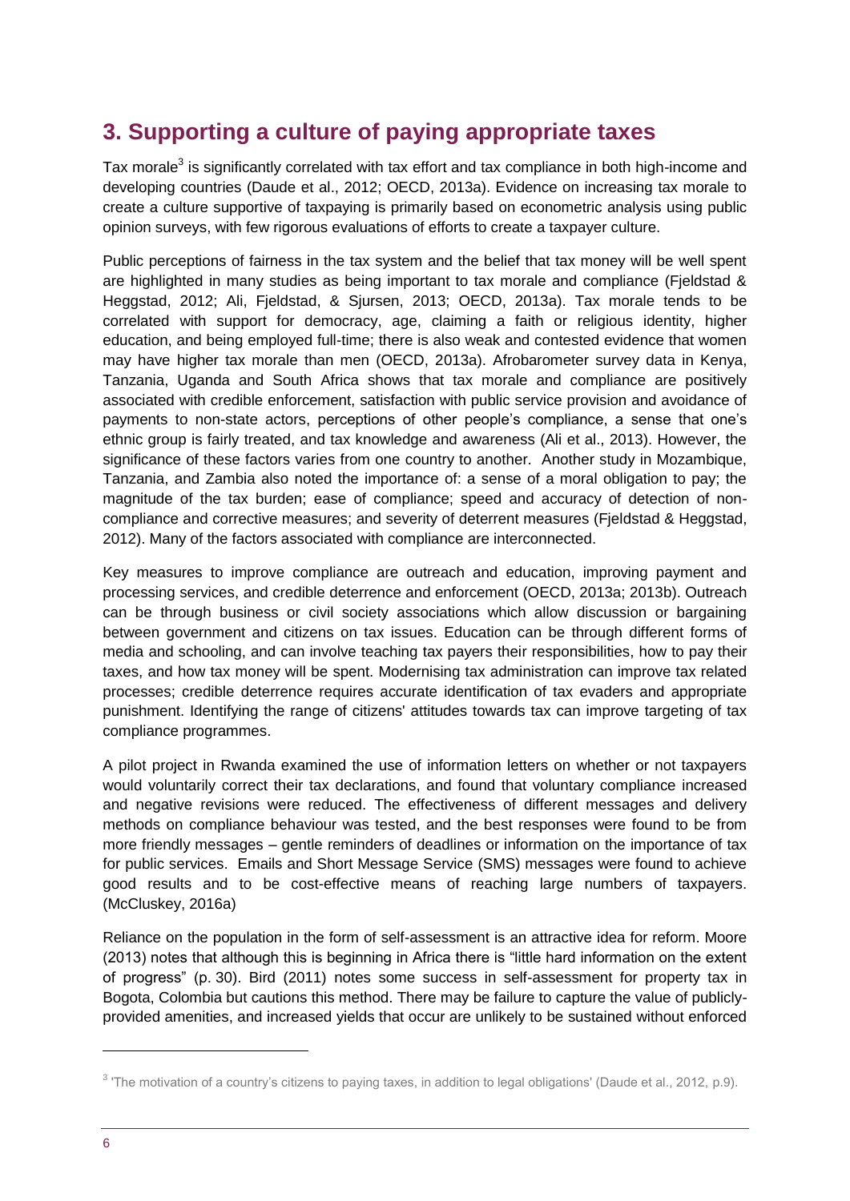## 3. Supporting a culture of paying appropriate taxes

Tax morale[3] is significantly correlated with tax effort and tax compliance in both high-income and developing countries (Daude et al., 2012; OECD, 2013a). Evidence on increasing tax morale to create a culture supportive of taxpaying is primarily based on econometric analysis using public opinion surveys, with few rigorous evaluations of efforts to create a taxpayer culture.

Public perceptions of fairness in the tax system and the belief that tax money will be well spent are highlighted in many studies as being important to tax morale and compliance (Fjeldstad & Heggstad, 2012; Ali, Fjeldstad, & Sjursen, 2013; OECD, 2013a). Tax morale tends to be correlated with support for democracy, age, claiming a faith or religious identity, higher education, and being employed full-time; there is also weak and contested evidence that women may have higher tax morale than men (OECD, 2013a). Afrobarometer survey data in Kenya, Tanzania, Uganda and South Africa shows that tax morale and compliance are positively associated with credible enforcement, satisfaction with public service provision and avoidance of payments to non-state actors, perceptions of other people's compliance, a sense that one's ethnic group is fairly treated, and tax knowledge and awareness (Ali et al., 2013). However, the significance of these factors varies from one country to another. Another study in Mozambique, Tanzania, and Zambia also noted the importance of: a sense of a moral obligation to pay; the magnitude of the tax burden; ease of compliance; speed and accuracy of detection of non-compliance and corrective measures; and severity of deterrent measures (Fjeldstad & Heggstad, 2012). Many of the factors associated with compliance are interconnected.

Key measures to improve compliance are outreach and education, improving payment and processing services, and credible deterrence and enforcement (OECD, 2013a; 2013b). Outreach can be through business or civil society associations which allow discussion or bargaining between government and citizens on tax issues. Education can be through different forms of media and schooling, and can involve teaching tax payers their responsibilities, how to pay their taxes, and how tax money will be spent. Modernising tax administration can improve tax related processes; credible deterrence requires accurate identification of tax evaders and appropriate punishment. Identifying the range of citizens' attitudes towards tax can improve targeting of tax compliance programmes.

A pilot project in Rwanda examined the use of information letters on whether or not taxpayers would voluntarily correct their tax declarations, and found that voluntary compliance increased and negative revisions were reduced. The effectiveness of different messages and delivery methods on compliance behaviour was tested, and the best responses were found to be from more friendly messages – gentle reminders of deadlines or information on the importance of tax for public services. Emails and Short Message Service (SMS) messages were found to achieve good results and to be cost-effective means of reaching large numbers of taxpayers. (McCluskey, 2016a)

Reliance on the population in the form of self-assessment is an attractive idea for reform. Moore (2013) notes that although this is beginning in Africa there is "little hard information on the extent of progress" (p. 30). Bird (2011) notes some success in self-assessment for property tax in Bogota, Colombia but cautions this method. There may be failure to capture the value of publicly-provided amenities, and increased yields that occur are unlikely to be sustained without enforced

[3] 'The motivation of a country's citizens to paying taxes, in addition to legal obligations' (Daude et al., 2012, p.9).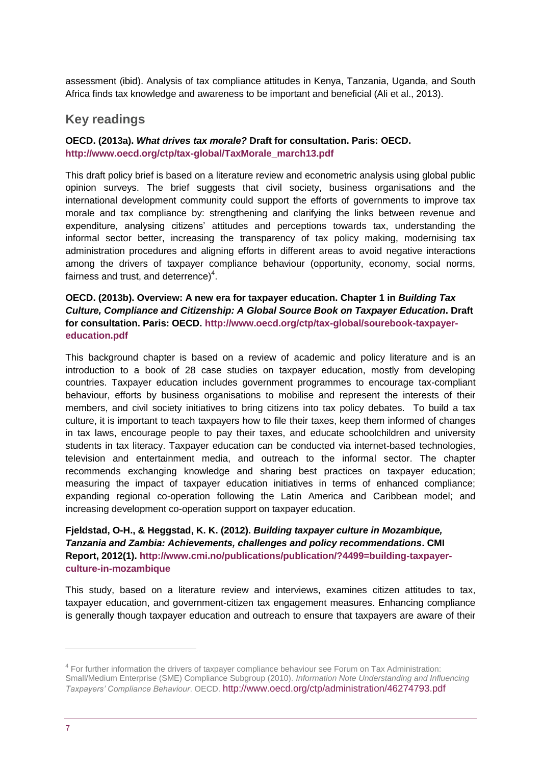assessment (ibid). Analysis of tax compliance attitudes in Kenya, Tanzania, Uganda, and South Africa finds tax knowledge and awareness to be important and beneficial (Ali et al., 2013).

## Key readings

**OECD. (2013a). *What drives tax morale?* Draft for consultation. Paris: OECD. http://www.oecd.org/ctp/tax-global/TaxMorale_march13.pdf**

This draft policy brief is based on a literature review and econometric analysis using global public opinion surveys. The brief suggests that civil society, business organisations and the international development community could support the efforts of governments to improve tax morale and tax compliance by: strengthening and clarifying the links between revenue and expenditure, analysing citizens' attitudes and perceptions towards tax, understanding the informal sector better, increasing the transparency of tax policy making, modernising tax administration procedures and aligning efforts in different areas to avoid negative interactions among the drivers of taxpayer compliance behaviour (opportunity, economy, social norms, fairness and trust, and deterrence)[4].

**OECD. (2013b). Overview: A new era for taxpayer education. Chapter 1 in *Building Tax Culture, Compliance and Citizenship: A Global Source Book on Taxpayer Education*. Draft for consultation. Paris: OECD. http://www.oecd.org/ctp/tax-global/sourebook-taxpayer-education.pdf**

This background chapter is based on a review of academic and policy literature and is an introduction to a book of 28 case studies on taxpayer education, mostly from developing countries. Taxpayer education includes government programmes to encourage tax-compliant behaviour, efforts by business organisations to mobilise and represent the interests of their members, and civil society initiatives to bring citizens into tax policy debates. To build a tax culture, it is important to teach taxpayers how to file their taxes, keep them informed of changes in tax laws, encourage people to pay their taxes, and educate schoolchildren and university students in tax literacy. Taxpayer education can be conducted via internet-based technologies, television and entertainment media, and outreach to the informal sector. The chapter recommends exchanging knowledge and sharing best practices on taxpayer education; measuring the impact of taxpayer education initiatives in terms of enhanced compliance; expanding regional co-operation following the Latin America and Caribbean model; and increasing development co-operation support on taxpayer education.

**Fjeldstad, O-H., & Heggstad, K. K. (2012). *Building taxpayer culture in Mozambique, Tanzania and Zambia: Achievements, challenges and policy recommendations*. CMI Report, 2012(1). http://www.cmi.no/publications/publication/?4499=building-taxpayer-culture-in-mozambique**

This study, based on a literature review and interviews, examines citizen attitudes to tax, taxpayer education, and government-citizen tax engagement measures. Enhancing compliance is generally though taxpayer education and outreach to ensure that taxpayers are aware of their

---

[4] For further information the drivers of taxpayer compliance behaviour see Forum on Tax Administration: Small/Medium Enterprise (SME) Compliance Subgroup (2010). *Information Note Understanding and Influencing Taxpayers' Compliance Behaviour*. OECD. http://www.oecd.org/ctp/administration/46274793.pdf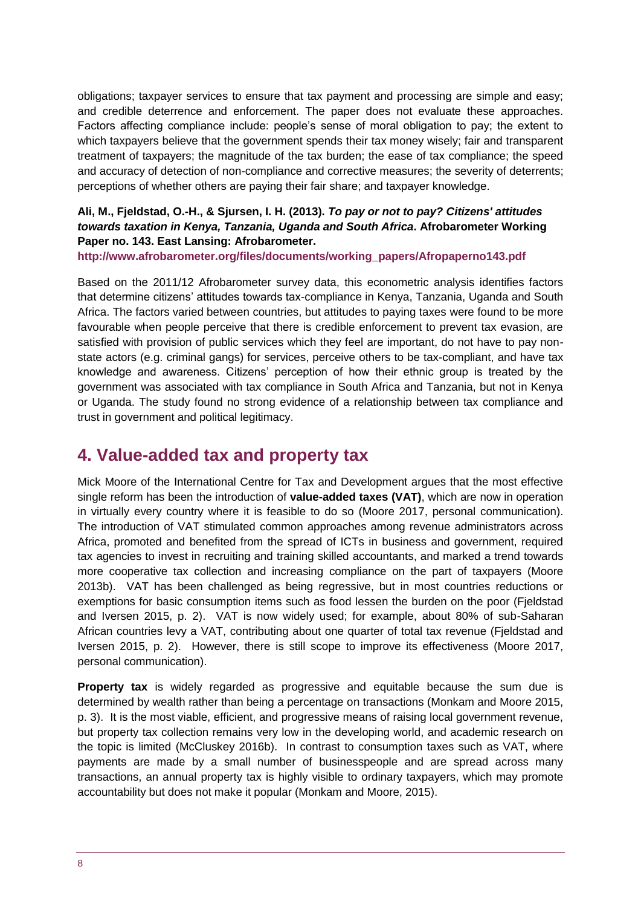obligations; taxpayer services to ensure that tax payment and processing are simple and easy; and credible deterrence and enforcement. The paper does not evaluate these approaches. Factors affecting compliance include: people's sense of moral obligation to pay; the extent to which taxpayers believe that the government spends their tax money wisely; fair and transparent treatment of taxpayers; the magnitude of the tax burden; the ease of tax compliance; the speed and accuracy of detection of non-compliance and corrective measures; the severity of deterrents; perceptions of whether others are paying their fair share; and taxpayer knowledge.

**Ali, M., Fjeldstad, O.-H., & Sjursen, I. H. (2013).** ***To pay or not to pay? Citizens' attitudes towards taxation in Kenya, Tanzania, Uganda and South Africa*****. Afrobarometer Working Paper no. 143. East Lansing: Afrobarometer.**
**http://www.afrobarometer.org/files/documents/working_papers/Afropaperno143.pdf**

Based on the 2011/12 Afrobarometer survey data, this econometric analysis identifies factors that determine citizens' attitudes towards tax-compliance in Kenya, Tanzania, Uganda and South Africa. The factors varied between countries, but attitudes to paying taxes were found to be more favourable when people perceive that there is credible enforcement to prevent tax evasion, are satisfied with provision of public services which they feel are important, do not have to pay non-state actors (e.g. criminal gangs) for services, perceive others to be tax-compliant, and have tax knowledge and awareness. Citizens' perception of how their ethnic group is treated by the government was associated with tax compliance in South Africa and Tanzania, but not in Kenya or Uganda. The study found no strong evidence of a relationship between tax compliance and trust in government and political legitimacy.

## 4. Value-added tax and property tax

Mick Moore of the International Centre for Tax and Development argues that the most effective single reform has been the introduction of **value-added taxes (VAT)**, which are now in operation in virtually every country where it is feasible to do so (Moore 2017, personal communication). The introduction of VAT stimulated common approaches among revenue administrators across Africa, promoted and benefited from the spread of ICTs in business and government, required tax agencies to invest in recruiting and training skilled accountants, and marked a trend towards more cooperative tax collection and increasing compliance on the part of taxpayers (Moore 2013b). VAT has been challenged as being regressive, but in most countries reductions or exemptions for basic consumption items such as food lessen the burden on the poor (Fjeldstad and Iversen 2015, p. 2). VAT is now widely used; for example, about 80% of sub-Saharan African countries levy a VAT, contributing about one quarter of total tax revenue (Fjeldstad and Iversen 2015, p. 2). However, there is still scope to improve its effectiveness (Moore 2017, personal communication).

**Property tax** is widely regarded as progressive and equitable because the sum due is determined by wealth rather than being a percentage on transactions (Monkam and Moore 2015, p. 3). It is the most viable, efficient, and progressive means of raising local government revenue, but property tax collection remains very low in the developing world, and academic research on the topic is limited (McCluskey 2016b). In contrast to consumption taxes such as VAT, where payments are made by a small number of businesspeople and are spread across many transactions, an annual property tax is highly visible to ordinary taxpayers, which may promote accountability but does not make it popular (Monkam and Moore, 2015).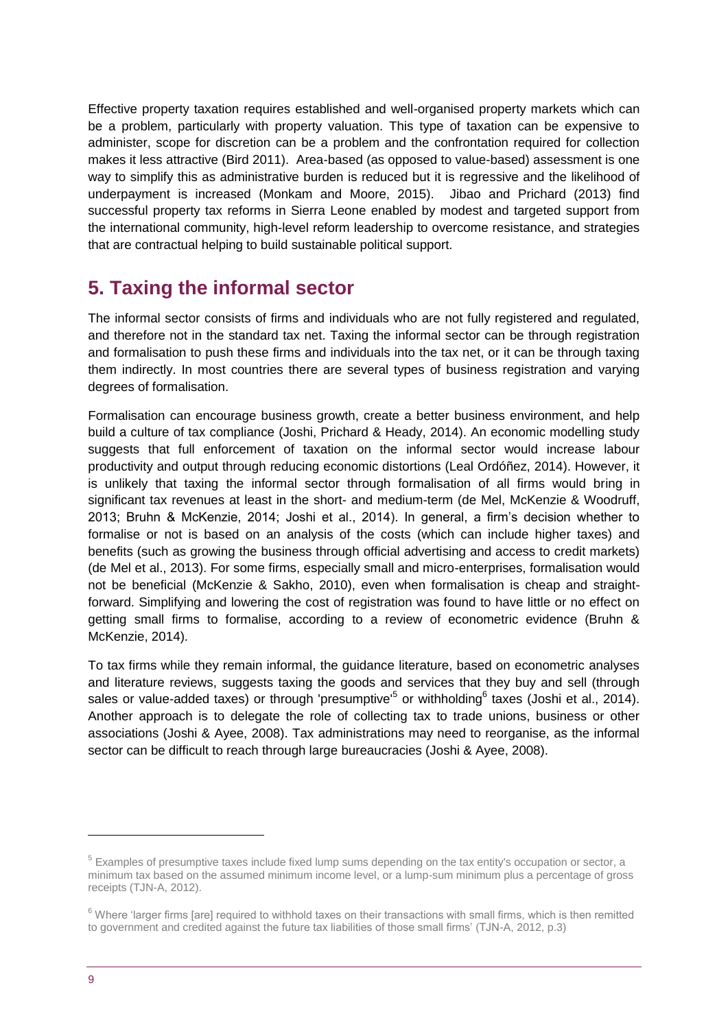Effective property taxation requires established and well-organised property markets which can be a problem, particularly with property valuation. This type of taxation can be expensive to administer, scope for discretion can be a problem and the confrontation required for collection makes it less attractive (Bird 2011). Area-based (as opposed to value-based) assessment is one way to simplify this as administrative burden is reduced but it is regressive and the likelihood of underpayment is increased (Monkam and Moore, 2015). Jibao and Prichard (2013) find successful property tax reforms in Sierra Leone enabled by modest and targeted support from the international community, high-level reform leadership to overcome resistance, and strategies that are contractual helping to build sustainable political support.

## 5. Taxing the informal sector

The informal sector consists of firms and individuals who are not fully registered and regulated, and therefore not in the standard tax net. Taxing the informal sector can be through registration and formalisation to push these firms and individuals into the tax net, or it can be through taxing them indirectly. In most countries there are several types of business registration and varying degrees of formalisation.

Formalisation can encourage business growth, create a better business environment, and help build a culture of tax compliance (Joshi, Prichard & Heady, 2014). An economic modelling study suggests that full enforcement of taxation on the informal sector would increase labour productivity and output through reducing economic distortions (Leal Ordóñez, 2014). However, it is unlikely that taxing the informal sector through formalisation of all firms would bring in significant tax revenues at least in the short- and medium-term (de Mel, McKenzie & Woodruff, 2013; Bruhn & McKenzie, 2014; Joshi et al., 2014). In general, a firm's decision whether to formalise or not is based on an analysis of the costs (which can include higher taxes) and benefits (such as growing the business through official advertising and access to credit markets) (de Mel et al., 2013). For some firms, especially small and micro-enterprises, formalisation would not be beneficial (McKenzie & Sakho, 2010), even when formalisation is cheap and straight-forward. Simplifying and lowering the cost of registration was found to have little or no effect on getting small firms to formalise, according to a review of econometric evidence (Bruhn & McKenzie, 2014).

To tax firms while they remain informal, the guidance literature, based on econometric analyses and literature reviews, suggests taxing the goods and services that they buy and sell (through sales or value-added taxes) or through 'presumptive'[5] or withholding[6] taxes (Joshi et al., 2014). Another approach is to delegate the role of collecting tax to trade unions, business or other associations (Joshi & Ayee, 2008). Tax administrations may need to reorganise, as the informal sector can be difficult to reach through large bureaucracies (Joshi & Ayee, 2008).

---

[5] Examples of presumptive taxes include fixed lump sums depending on the tax entity's occupation or sector, a minimum tax based on the assumed minimum income level, or a lump-sum minimum plus a percentage of gross receipts (TJN-A, 2012).

[6] Where 'larger firms [are] required to withhold taxes on their transactions with small firms, which is then remitted to government and credited against the future tax liabilities of those small firms' (TJN-A, 2012, p.3)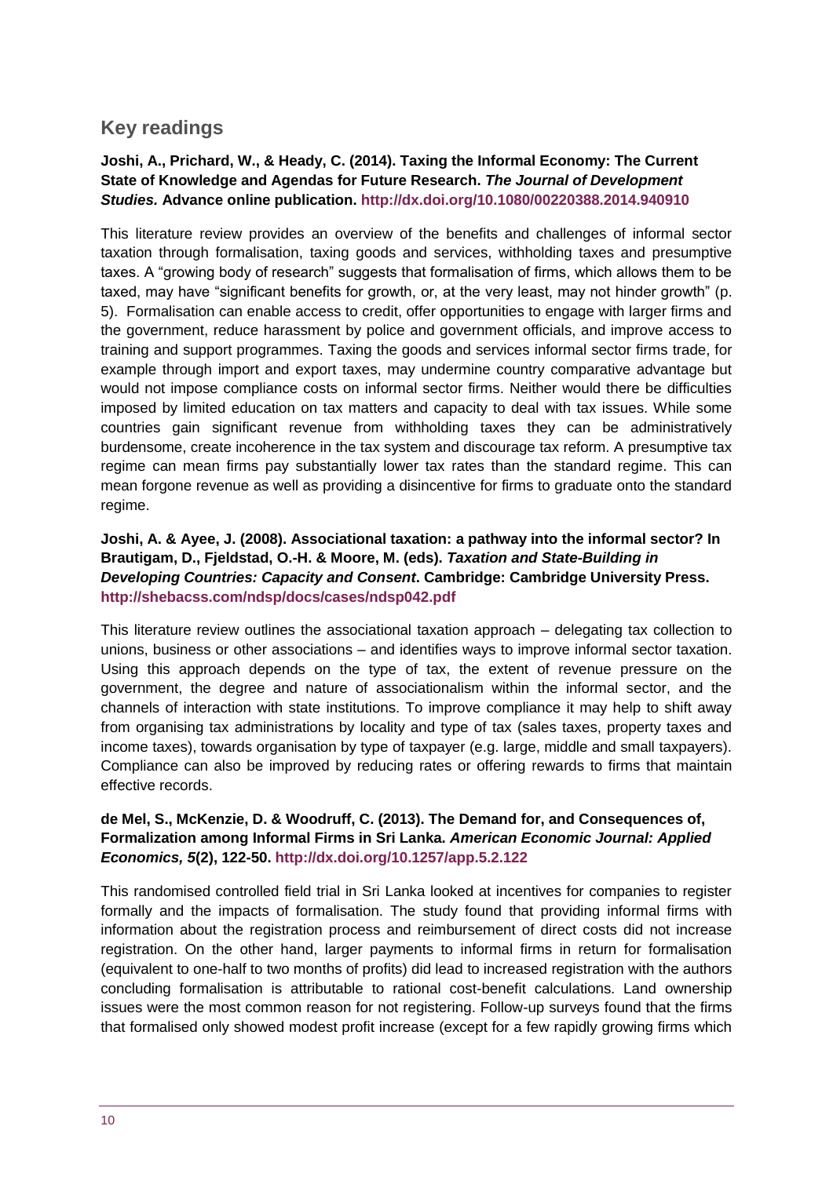## Key readings

**Joshi, A., Prichard, W., & Heady, C. (2014). Taxing the Informal Economy: The Current State of Knowledge and Agendas for Future Research. *The Journal of Development Studies.* Advance online publication. http://dx.doi.org/10.1080/00220388.2014.940910**

This literature review provides an overview of the benefits and challenges of informal sector taxation through formalisation, taxing goods and services, withholding taxes and presumptive taxes. A "growing body of research" suggests that formalisation of firms, which allows them to be taxed, may have "significant benefits for growth, or, at the very least, may not hinder growth" (p. 5). Formalisation can enable access to credit, offer opportunities to engage with larger firms and the government, reduce harassment by police and government officials, and improve access to training and support programmes. Taxing the goods and services informal sector firms trade, for example through import and export taxes, may undermine country comparative advantage but would not impose compliance costs on informal sector firms. Neither would there be difficulties imposed by limited education on tax matters and capacity to deal with tax issues. While some countries gain significant revenue from withholding taxes they can be administratively burdensome, create incoherence in the tax system and discourage tax reform. A presumptive tax regime can mean firms pay substantially lower tax rates than the standard regime. This can mean forgone revenue as well as providing a disincentive for firms to graduate onto the standard regime.

**Joshi, A. & Ayee, J. (2008). Associational taxation: a pathway into the informal sector? In Brautigam, D., Fjeldstad, O.-H. & Moore, M. (eds). *Taxation and State-Building in Developing Countries: Capacity and Consent*. Cambridge: Cambridge University Press. http://shebacss.com/ndsp/docs/cases/ndsp042.pdf**

This literature review outlines the associational taxation approach – delegating tax collection to unions, business or other associations – and identifies ways to improve informal sector taxation. Using this approach depends on the type of tax, the extent of revenue pressure on the government, the degree and nature of associationalism within the informal sector, and the channels of interaction with state institutions. To improve compliance it may help to shift away from organising tax administrations by locality and type of tax (sales taxes, property taxes and income taxes), towards organisation by type of taxpayer (e.g. large, middle and small taxpayers). Compliance can also be improved by reducing rates or offering rewards to firms that maintain effective records.

**de Mel, S., McKenzie, D. & Woodruff, C. (2013). The Demand for, and Consequences of, Formalization among Informal Firms in Sri Lanka. *American Economic Journal: Applied Economics, 5*(2), 122-50. http://dx.doi.org/10.1257/app.5.2.122**

This randomised controlled field trial in Sri Lanka looked at incentives for companies to register formally and the impacts of formalisation. The study found that providing informal firms with information about the registration process and reimbursement of direct costs did not increase registration. On the other hand, larger payments to informal firms in return for formalisation (equivalent to one-half to two months of profits) did lead to increased registration with the authors concluding formalisation is attributable to rational cost-benefit calculations. Land ownership issues were the most common reason for not registering. Follow-up surveys found that the firms that formalised only showed modest profit increase (except for a few rapidly growing firms which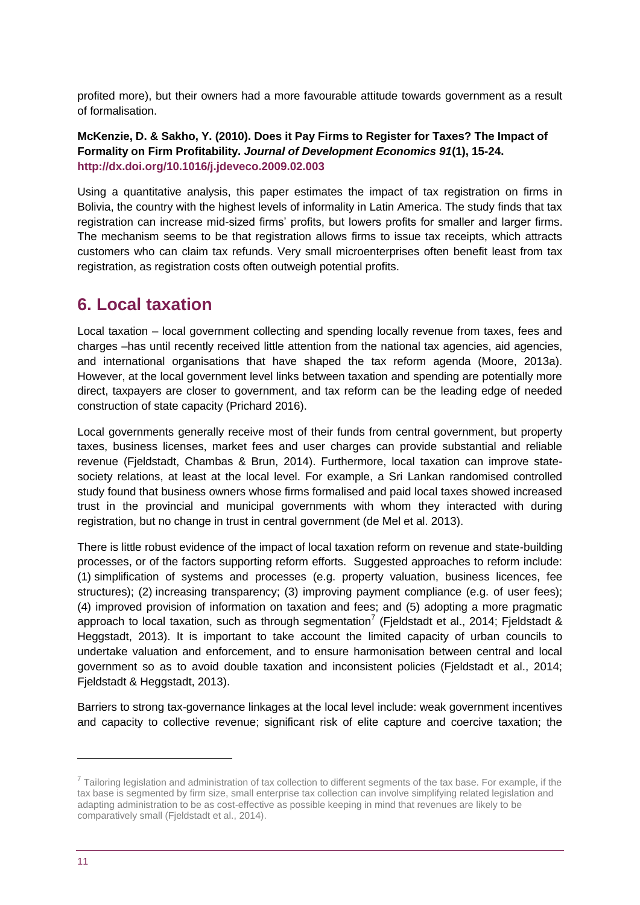profited more), but their owners had a more favourable attitude towards government as a result of formalisation.

**McKenzie, D. & Sakho, Y. (2010). Does it Pay Firms to Register for Taxes? The Impact of Formality on Firm Profitability. *Journal of Development Economics 91*(1), 15-24. http://dx.doi.org/10.1016/j.jdeveco.2009.02.003**

Using a quantitative analysis, this paper estimates the impact of tax registration on firms in Bolivia, the country with the highest levels of informality in Latin America. The study finds that tax registration can increase mid-sized firms' profits, but lowers profits for smaller and larger firms. The mechanism seems to be that registration allows firms to issue tax receipts, which attracts customers who can claim tax refunds. Very small microenterprises often benefit least from tax registration, as registration costs often outweigh potential profits.

## 6. Local taxation

Local taxation – local government collecting and spending locally revenue from taxes, fees and charges –has until recently received little attention from the national tax agencies, aid agencies, and international organisations that have shaped the tax reform agenda (Moore, 2013a). However, at the local government level links between taxation and spending are potentially more direct, taxpayers are closer to government, and tax reform can be the leading edge of needed construction of state capacity (Prichard 2016).

Local governments generally receive most of their funds from central government, but property taxes, business licenses, market fees and user charges can provide substantial and reliable revenue (Fjeldstadt, Chambas & Brun, 2014). Furthermore, local taxation can improve state-society relations, at least at the local level. For example, a Sri Lankan randomised controlled study found that business owners whose firms formalised and paid local taxes showed increased trust in the provincial and municipal governments with whom they interacted with during registration, but no change in trust in central government (de Mel et al. 2013).

There is little robust evidence of the impact of local taxation reform on revenue and state-building processes, or of the factors supporting reform efforts. Suggested approaches to reform include: (1) simplification of systems and processes (e.g. property valuation, business licences, fee structures); (2) increasing transparency; (3) improving payment compliance (e.g. of user fees); (4) improved provision of information on taxation and fees; and (5) adopting a more pragmatic approach to local taxation, such as through segmentation[7] (Fjeldstadt et al., 2014; Fjeldstadt & Heggstadt, 2013). It is important to take account the limited capacity of urban councils to undertake valuation and enforcement, and to ensure harmonisation between central and local government so as to avoid double taxation and inconsistent policies (Fjeldstadt et al., 2014; Fjeldstadt & Heggstadt, 2013).

Barriers to strong tax-governance linkages at the local level include: weak government incentives and capacity to collective revenue; significant risk of elite capture and coercive taxation; the

[7] Tailoring legislation and administration of tax collection to different segments of the tax base. For example, if the tax base is segmented by firm size, small enterprise tax collection can involve simplifying related legislation and adapting administration to be as cost-effective as possible keeping in mind that revenues are likely to be comparatively small (Fjeldstadt et al., 2014).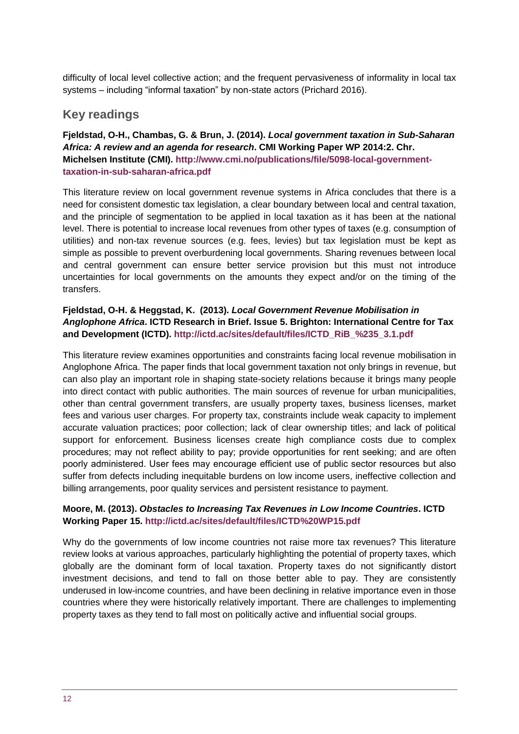difficulty of local level collective action; and the frequent pervasiveness of informality in local tax systems – including "informal taxation" by non-state actors (Prichard 2016).

## Key readings

**Fjeldstad, O-H., Chambas, G. & Brun, J. (2014). *Local government taxation in Sub-Saharan Africa: A review and an agenda for research*. CMI Working Paper WP 2014:2. Chr. Michelsen Institute (CMI). http://www.cmi.no/publications/file/5098-local-government-taxation-in-sub-saharan-africa.pdf**

This literature review on local government revenue systems in Africa concludes that there is a need for consistent domestic tax legislation, a clear boundary between local and central taxation, and the principle of segmentation to be applied in local taxation as it has been at the national level. There is potential to increase local revenues from other types of taxes (e.g. consumption of utilities) and non-tax revenue sources (e.g. fees, levies) but tax legislation must be kept as simple as possible to prevent overburdening local governments. Sharing revenues between local and central government can ensure better service provision but this must not introduce uncertainties for local governments on the amounts they expect and/or on the timing of the transfers.

**Fjeldstad, O-H. & Heggstad, K. (2013). *Local Government Revenue Mobilisation in Anglophone Africa*. ICTD Research in Brief. Issue 5. Brighton: International Centre for Tax and Development (ICTD). http://ictd.ac/sites/default/files/ICTD_RiB_%235_3.1.pdf**

This literature review examines opportunities and constraints facing local revenue mobilisation in Anglophone Africa. The paper finds that local government taxation not only brings in revenue, but can also play an important role in shaping state-society relations because it brings many people into direct contact with public authorities. The main sources of revenue for urban municipalities, other than central government transfers, are usually property taxes, business licenses, market fees and various user charges. For property tax, constraints include weak capacity to implement accurate valuation practices; poor collection; lack of clear ownership titles; and lack of political support for enforcement. Business licenses create high compliance costs due to complex procedures; may not reflect ability to pay; provide opportunities for rent seeking; and are often poorly administered. User fees may encourage efficient use of public sector resources but also suffer from defects including inequitable burdens on low income users, ineffective collection and billing arrangements, poor quality services and persistent resistance to payment.

**Moore, M. (2013). *Obstacles to Increasing Tax Revenues in Low Income Countries*. ICTD Working Paper 15. http://ictd.ac/sites/default/files/ICTD%20WP15.pdf**

Why do the governments of low income countries not raise more tax revenues? This literature review looks at various approaches, particularly highlighting the potential of property taxes, which globally are the dominant form of local taxation. Property taxes do not significantly distort investment decisions, and tend to fall on those better able to pay. They are consistently underused in low-income countries, and have been declining in relative importance even in those countries where they were historically relatively important. There are challenges to implementing property taxes as they tend to fall most on politically active and influential social groups.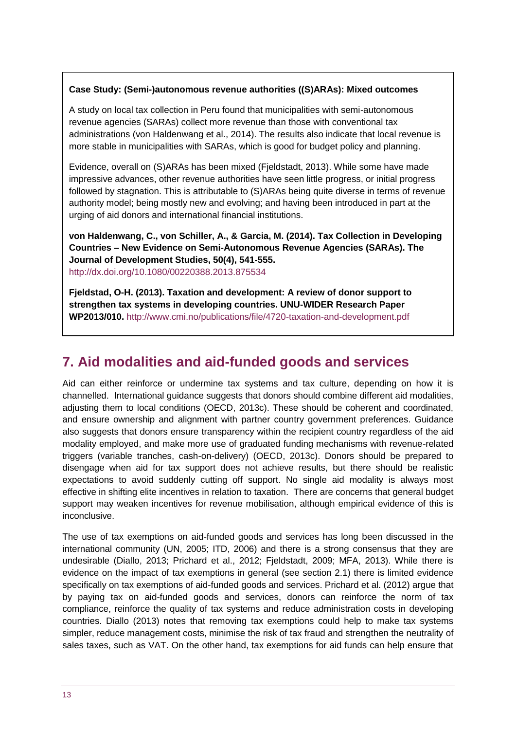**Case Study: (Semi-)autonomous revenue authorities ((S)ARAs): Mixed outcomes**

A study on local tax collection in Peru found that municipalities with semi-autonomous revenue agencies (SARAs) collect more revenue than those with conventional tax administrations (von Haldenwang et al., 2014). The results also indicate that local revenue is more stable in municipalities with SARAs, which is good for budget policy and planning.

Evidence, overall on (S)ARAs has been mixed (Fjeldstadt, 2013). While some have made impressive advances, other revenue authorities have seen little progress, or initial progress followed by stagnation. This is attributable to (S)ARAs being quite diverse in terms of revenue authority model; being mostly new and evolving; and having been introduced in part at the urging of aid donors and international financial institutions.

**von Haldenwang, C., von Schiller, A., & Garcia, M. (2014). Tax Collection in Developing Countries – New Evidence on Semi-Autonomous Revenue Agencies (SARAs). The Journal of Development Studies, 50(4), 541-555.**
http://dx.doi.org/10.1080/00220388.2013.875534

**Fjeldstad, O-H. (2013). Taxation and development: A review of donor support to strengthen tax systems in developing countries. UNU-WIDER Research Paper WP2013/010.** http://www.cmi.no/publications/file/4720-taxation-and-development.pdf

## 7. Aid modalities and aid-funded goods and services

Aid can either reinforce or undermine tax systems and tax culture, depending on how it is channelled. International guidance suggests that donors should combine different aid modalities, adjusting them to local conditions (OECD, 2013c). These should be coherent and coordinated, and ensure ownership and alignment with partner country government preferences. Guidance also suggests that donors ensure transparency within the recipient country regardless of the aid modality employed, and make more use of graduated funding mechanisms with revenue-related triggers (variable tranches, cash-on-delivery) (OECD, 2013c). Donors should be prepared to disengage when aid for tax support does not achieve results, but there should be realistic expectations to avoid suddenly cutting off support. No single aid modality is always most effective in shifting elite incentives in relation to taxation. There are concerns that general budget support may weaken incentives for revenue mobilisation, although empirical evidence of this is inconclusive.

The use of tax exemptions on aid-funded goods and services has long been discussed in the international community (UN, 2005; ITD, 2006) and there is a strong consensus that they are undesirable (Diallo, 2013; Prichard et al., 2012; Fjeldstadt, 2009; MFA, 2013). While there is evidence on the impact of tax exemptions in general (see section 2.1) there is limited evidence specifically on tax exemptions of aid-funded goods and services. Prichard et al. (2012) argue that by paying tax on aid-funded goods and services, donors can reinforce the norm of tax compliance, reinforce the quality of tax systems and reduce administration costs in developing countries. Diallo (2013) notes that removing tax exemptions could help to make tax systems simpler, reduce management costs, minimise the risk of tax fraud and strengthen the neutrality of sales taxes, such as VAT. On the other hand, tax exemptions for aid funds can help ensure that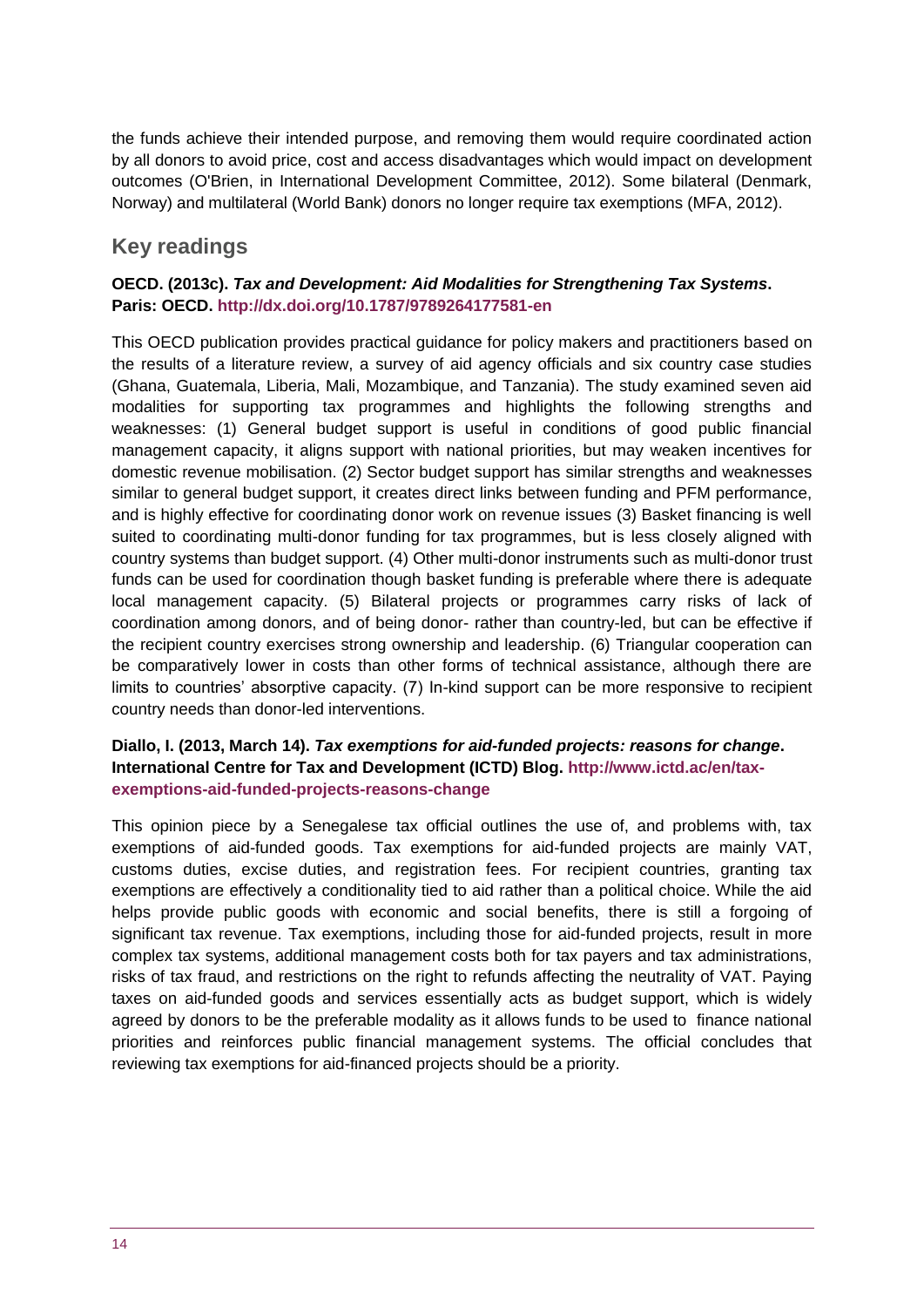the funds achieve their intended purpose, and removing them would require coordinated action by all donors to avoid price, cost and access disadvantages which would impact on development outcomes (O'Brien, in International Development Committee, 2012). Some bilateral (Denmark, Norway) and multilateral (World Bank) donors no longer require tax exemptions (MFA, 2012).

## Key readings

**OECD. (2013c). *Tax and Development: Aid Modalities for Strengthening Tax Systems*. Paris: OECD. http://dx.doi.org/10.1787/9789264177581-en**

This OECD publication provides practical guidance for policy makers and practitioners based on the results of a literature review, a survey of aid agency officials and six country case studies (Ghana, Guatemala, Liberia, Mali, Mozambique, and Tanzania). The study examined seven aid modalities for supporting tax programmes and highlights the following strengths and weaknesses: (1) General budget support is useful in conditions of good public financial management capacity, it aligns support with national priorities, but may weaken incentives for domestic revenue mobilisation. (2) Sector budget support has similar strengths and weaknesses similar to general budget support, it creates direct links between funding and PFM performance, and is highly effective for coordinating donor work on revenue issues (3) Basket financing is well suited to coordinating multi-donor funding for tax programmes, but is less closely aligned with country systems than budget support. (4) Other multi-donor instruments such as multi-donor trust funds can be used for coordination though basket funding is preferable where there is adequate local management capacity. (5) Bilateral projects or programmes carry risks of lack of coordination among donors, and of being donor- rather than country-led, but can be effective if the recipient country exercises strong ownership and leadership. (6) Triangular cooperation can be comparatively lower in costs than other forms of technical assistance, although there are limits to countries' absorptive capacity. (7) In-kind support can be more responsive to recipient country needs than donor-led interventions.

**Diallo, I. (2013, March 14). *Tax exemptions for aid-funded projects: reasons for change*. International Centre for Tax and Development (ICTD) Blog. http://www.ictd.ac/en/tax-exemptions-aid-funded-projects-reasons-change**

This opinion piece by a Senegalese tax official outlines the use of, and problems with, tax exemptions of aid-funded goods. Tax exemptions for aid-funded projects are mainly VAT, customs duties, excise duties, and registration fees. For recipient countries, granting tax exemptions are effectively a conditionality tied to aid rather than a political choice. While the aid helps provide public goods with economic and social benefits, there is still a forgoing of significant tax revenue. Tax exemptions, including those for aid-funded projects, result in more complex tax systems, additional management costs both for tax payers and tax administrations, risks of tax fraud, and restrictions on the right to refunds affecting the neutrality of VAT. Paying taxes on aid-funded goods and services essentially acts as budget support, which is widely agreed by donors to be the preferable modality as it allows funds to be used to finance national priorities and reinforces public financial management systems. The official concludes that reviewing tax exemptions for aid-financed projects should be a priority.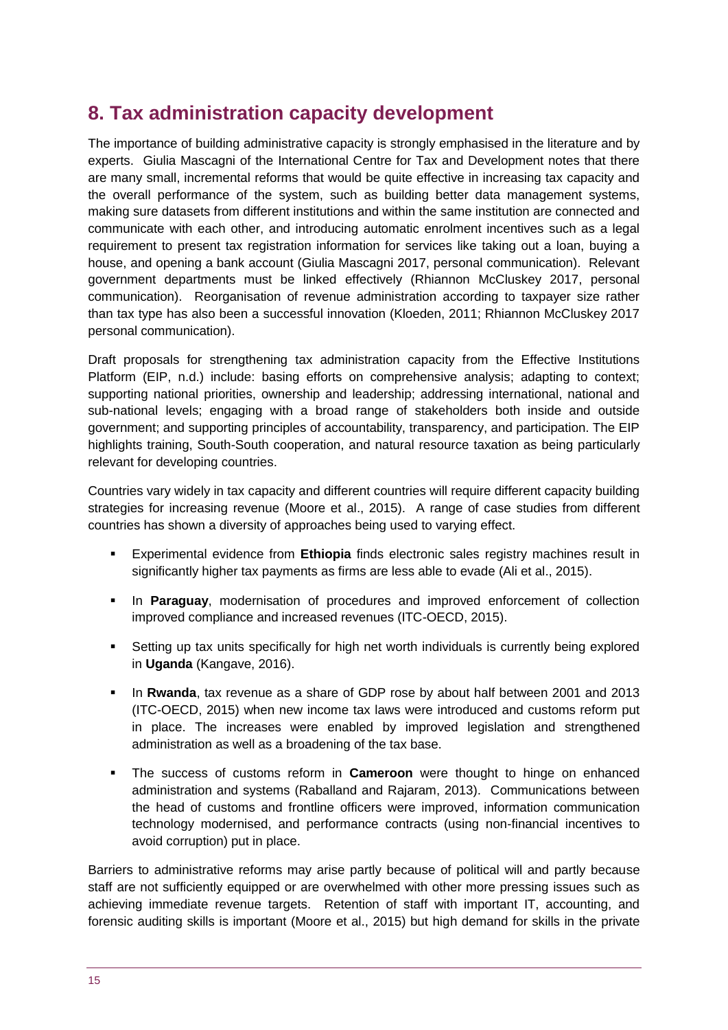## 8. Tax administration capacity development

The importance of building administrative capacity is strongly emphasised in the literature and by experts. Giulia Mascagni of the International Centre for Tax and Development notes that there are many small, incremental reforms that would be quite effective in increasing tax capacity and the overall performance of the system, such as building better data management systems, making sure datasets from different institutions and within the same institution are connected and communicate with each other, and introducing automatic enrolment incentives such as a legal requirement to present tax registration information for services like taking out a loan, buying a house, and opening a bank account (Giulia Mascagni 2017, personal communication). Relevant government departments must be linked effectively (Rhiannon McCluskey 2017, personal communication). Reorganisation of revenue administration according to taxpayer size rather than tax type has also been a successful innovation (Kloeden, 2011; Rhiannon McCluskey 2017 personal communication).

Draft proposals for strengthening tax administration capacity from the Effective Institutions Platform (EIP, n.d.) include: basing efforts on comprehensive analysis; adapting to context; supporting national priorities, ownership and leadership; addressing international, national and sub-national levels; engaging with a broad range of stakeholders both inside and outside government; and supporting principles of accountability, transparency, and participation. The EIP highlights training, South-South cooperation, and natural resource taxation as being particularly relevant for developing countries.

Countries vary widely in tax capacity and different countries will require different capacity building strategies for increasing revenue (Moore et al., 2015). A range of case studies from different countries has shown a diversity of approaches being used to varying effect.

- Experimental evidence from **Ethiopia** finds electronic sales registry machines result in significantly higher tax payments as firms are less able to evade (Ali et al., 2015).
- In **Paraguay**, modernisation of procedures and improved enforcement of collection improved compliance and increased revenues (ITC-OECD, 2015).
- Setting up tax units specifically for high net worth individuals is currently being explored in **Uganda** (Kangave, 2016).
- In **Rwanda**, tax revenue as a share of GDP rose by about half between 2001 and 2013 (ITC-OECD, 2015) when new income tax laws were introduced and customs reform put in place. The increases were enabled by improved legislation and strengthened administration as well as a broadening of the tax base.
- The success of customs reform in **Cameroon** were thought to hinge on enhanced administration and systems (Raballand and Rajaram, 2013). Communications between the head of customs and frontline officers were improved, information communication technology modernised, and performance contracts (using non-financial incentives to avoid corruption) put in place.

Barriers to administrative reforms may arise partly because of political will and partly because staff are not sufficiently equipped or are overwhelmed with other more pressing issues such as achieving immediate revenue targets. Retention of staff with important IT, accounting, and forensic auditing skills is important (Moore et al., 2015) but high demand for skills in the private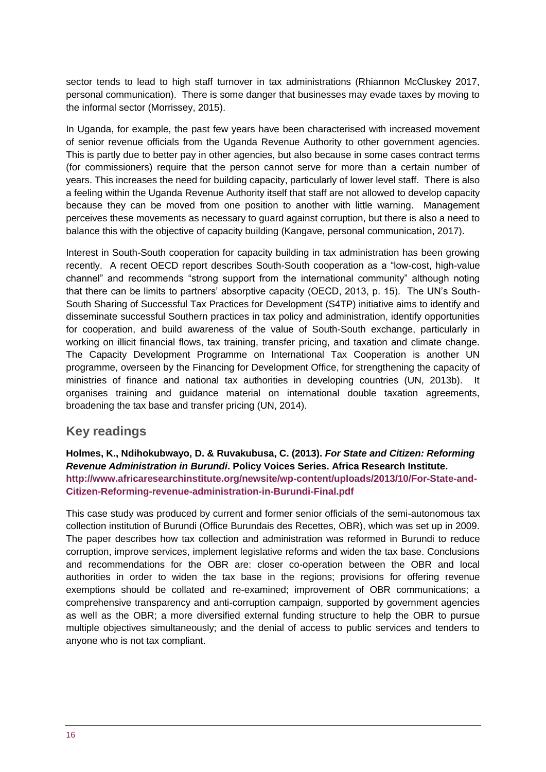sector tends to lead to high staff turnover in tax administrations (Rhiannon McCluskey 2017, personal communication). There is some danger that businesses may evade taxes by moving to the informal sector (Morrissey, 2015).

In Uganda, for example, the past few years have been characterised with increased movement of senior revenue officials from the Uganda Revenue Authority to other government agencies. This is partly due to better pay in other agencies, but also because in some cases contract terms (for commissioners) require that the person cannot serve for more than a certain number of years. This increases the need for building capacity, particularly of lower level staff. There is also a feeling within the Uganda Revenue Authority itself that staff are not allowed to develop capacity because they can be moved from one position to another with little warning. Management perceives these movements as necessary to guard against corruption, but there is also a need to balance this with the objective of capacity building (Kangave, personal communication, 2017).

Interest in South-South cooperation for capacity building in tax administration has been growing recently. A recent OECD report describes South-South cooperation as a "low-cost, high-value channel" and recommends "strong support from the international community" although noting that there can be limits to partners' absorptive capacity (OECD, 2013, p. 15). The UN's South-South Sharing of Successful Tax Practices for Development (S4TP) initiative aims to identify and disseminate successful Southern practices in tax policy and administration, identify opportunities for cooperation, and build awareness of the value of South-South exchange, particularly in working on illicit financial flows, tax training, transfer pricing, and taxation and climate change. The Capacity Development Programme on International Tax Cooperation is another UN programme, overseen by the Financing for Development Office, for strengthening the capacity of ministries of finance and national tax authorities in developing countries (UN, 2013b). It organises training and guidance material on international double taxation agreements, broadening the tax base and transfer pricing (UN, 2014).

## Key readings

**Holmes, K., Ndihokubwayo, D. & Ruvakubusa, C. (2013). *For State and Citizen: Reforming Revenue Administration in Burundi*. Policy Voices Series. Africa Research Institute.**
**http://www.africaresearchinstitute.org/newsite/wp-content/uploads/2013/10/For-State-and-Citizen-Reforming-revenue-administration-in-Burundi-Final.pdf**

This case study was produced by current and former senior officials of the semi-autonomous tax collection institution of Burundi (Office Burundais des Recettes, OBR), which was set up in 2009. The paper describes how tax collection and administration was reformed in Burundi to reduce corruption, improve services, implement legislative reforms and widen the tax base. Conclusions and recommendations for the OBR are: closer co-operation between the OBR and local authorities in order to widen the tax base in the regions; provisions for offering revenue exemptions should be collated and re-examined; improvement of OBR communications; a comprehensive transparency and anti-corruption campaign, supported by government agencies as well as the OBR; a more diversified external funding structure to help the OBR to pursue multiple objectives simultaneously; and the denial of access to public services and tenders to anyone who is not tax compliant.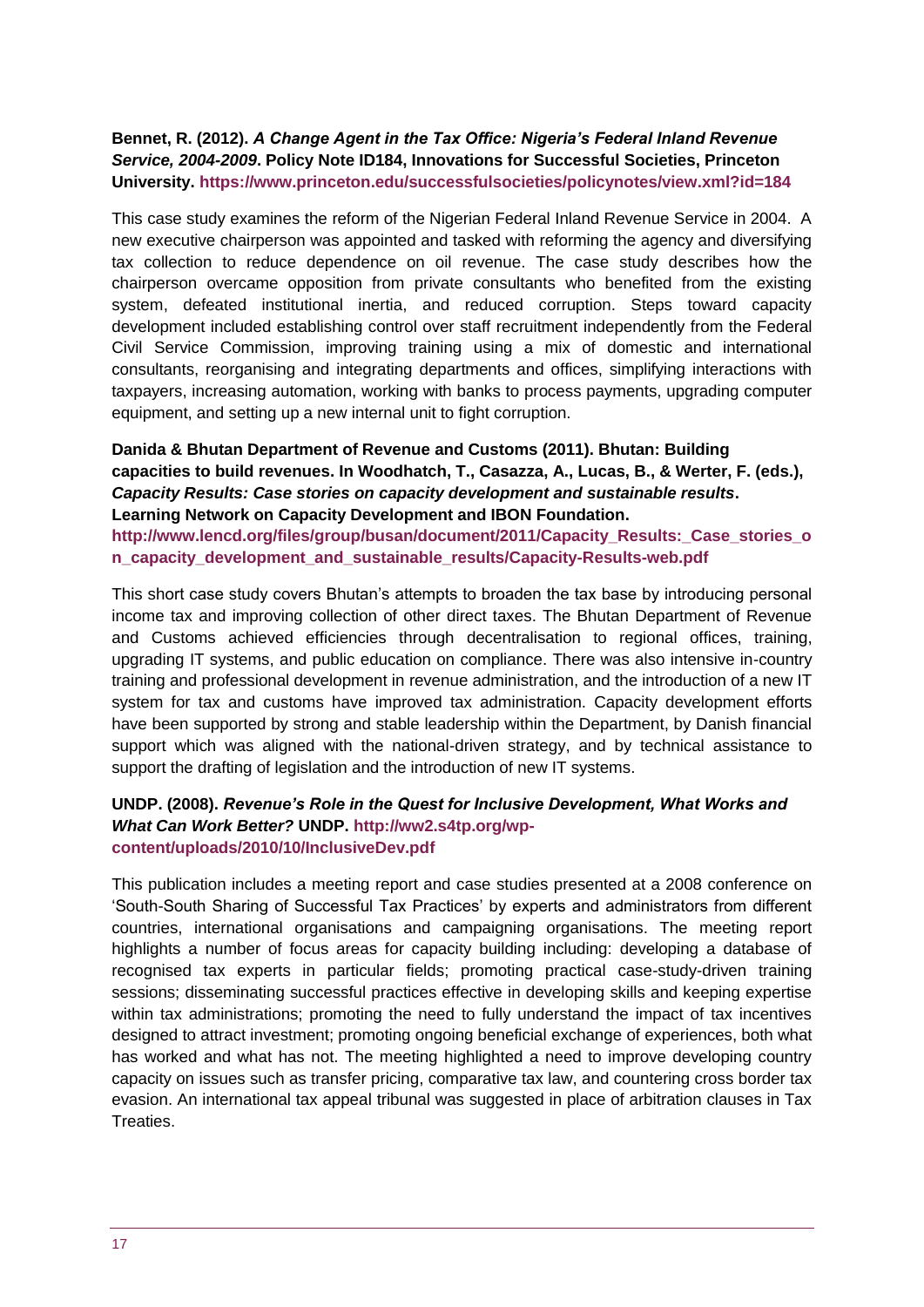**Bennet, R. (2012). *A Change Agent in the Tax Office: Nigeria's Federal Inland Revenue Service, 2004-2009*. Policy Note ID184, Innovations for Successful Societies, Princeton University. https://www.princeton.edu/successfulsocieties/policynotes/view.xml?id=184**

This case study examines the reform of the Nigerian Federal Inland Revenue Service in 2004. A new executive chairperson was appointed and tasked with reforming the agency and diversifying tax collection to reduce dependence on oil revenue. The case study describes how the chairperson overcame opposition from private consultants who benefited from the existing system, defeated institutional inertia, and reduced corruption. Steps toward capacity development included establishing control over staff recruitment independently from the Federal Civil Service Commission, improving training using a mix of domestic and international consultants, reorganising and integrating departments and offices, simplifying interactions with taxpayers, increasing automation, working with banks to process payments, upgrading computer equipment, and setting up a new internal unit to fight corruption.

**Danida & Bhutan Department of Revenue and Customs (2011). Bhutan: Building capacities to build revenues. In Woodhatch, T., Casazza, A., Lucas, B., & Werter, F. (eds.), *Capacity Results: Case stories on capacity development and sustainable results*. Learning Network on Capacity Development and IBON Foundation. http://www.lencd.org/files/group/busan/document/2011/Capacity_Results:_Case_stories_on_capacity_development_and_sustainable_results/Capacity-Results-web.pdf**

This short case study covers Bhutan's attempts to broaden the tax base by introducing personal income tax and improving collection of other direct taxes. The Bhutan Department of Revenue and Customs achieved efficiencies through decentralisation to regional offices, training, upgrading IT systems, and public education on compliance. There was also intensive in-country training and professional development in revenue administration, and the introduction of a new IT system for tax and customs have improved tax administration. Capacity development efforts have been supported by strong and stable leadership within the Department, by Danish financial support which was aligned with the national-driven strategy, and by technical assistance to support the drafting of legislation and the introduction of new IT systems.

**UNDP. (2008). *Revenue's Role in the Quest for Inclusive Development, What Works and What Can Work Better?* UNDP. http://ww2.s4tp.org/wp-content/uploads/2010/10/InclusiveDev.pdf**

This publication includes a meeting report and case studies presented at a 2008 conference on 'South-South Sharing of Successful Tax Practices' by experts and administrators from different countries, international organisations and campaigning organisations. The meeting report highlights a number of focus areas for capacity building including: developing a database of recognised tax experts in particular fields; promoting practical case-study-driven training sessions; disseminating successful practices effective in developing skills and keeping expertise within tax administrations; promoting the need to fully understand the impact of tax incentives designed to attract investment; promoting ongoing beneficial exchange of experiences, both what has worked and what has not. The meeting highlighted a need to improve developing country capacity on issues such as transfer pricing, comparative tax law, and countering cross border tax evasion. An international tax appeal tribunal was suggested in place of arbitration clauses in Tax Treaties.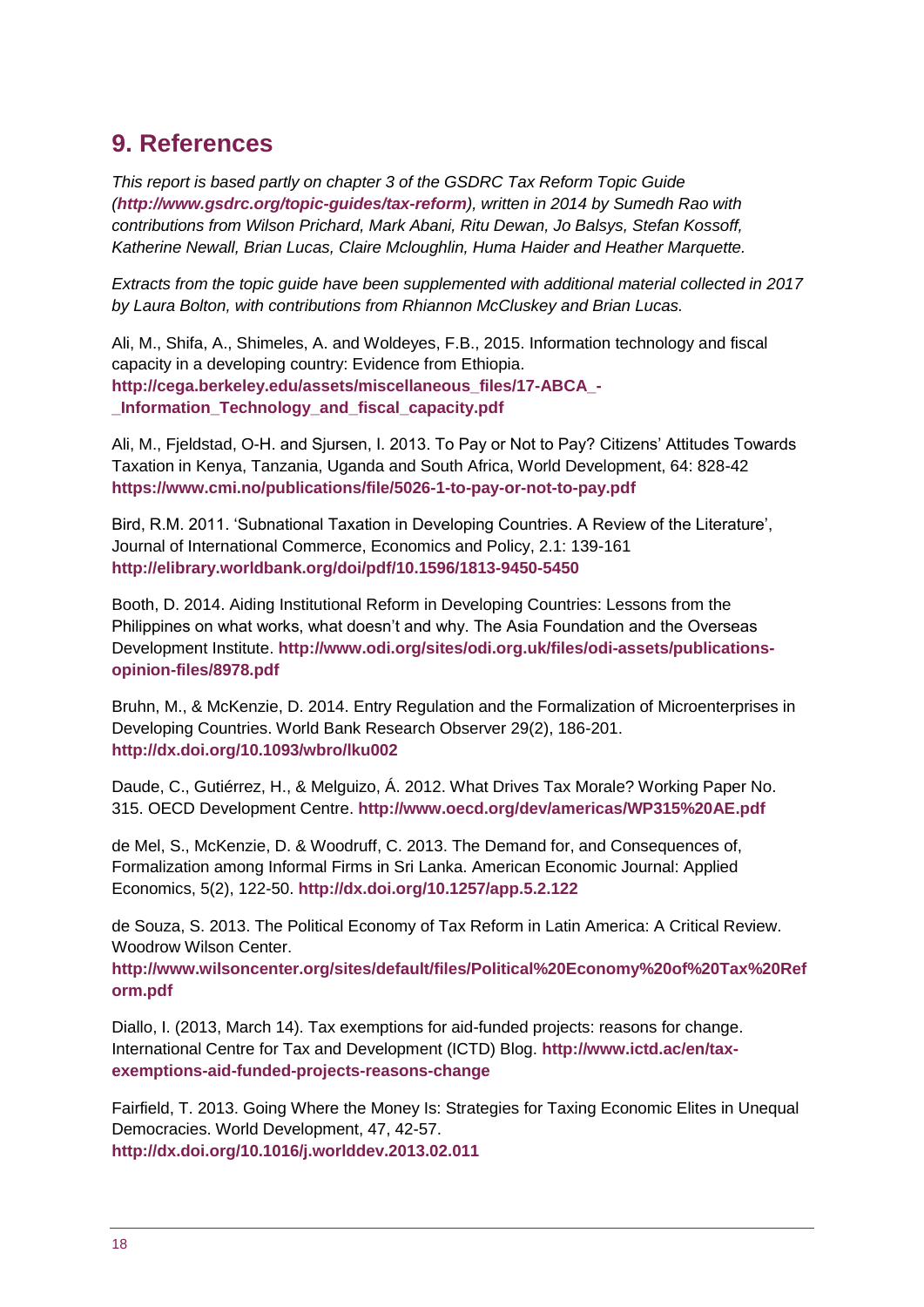## 9. References

*This report is based partly on chapter 3 of the GSDRC Tax Reform Topic Guide (**http://www.gsdrc.org/topic-guides/tax-reform**), written in 2014 by Sumedh Rao with contributions from Wilson Prichard, Mark Abani, Ritu Dewan, Jo Balsys, Stefan Kossoff, Katherine Newall, Brian Lucas, Claire Mcloughlin, Huma Haider and Heather Marquette.*

*Extracts from the topic guide have been supplemented with additional material collected in 2017 by Laura Bolton, with contributions from Rhiannon McCluskey and Brian Lucas.*

Ali, M., Shifa, A., Shimeles, A. and Woldeyes, F.B., 2015. Information technology and fiscal capacity in a developing country: Evidence from Ethiopia. **http://cega.berkeley.edu/assets/miscellaneous_files/17-ABCA_-_Information_Technology_and_fiscal_capacity.pdf**

Ali, M., Fjeldstad, O-H. and Sjursen, I. 2013. To Pay or Not to Pay? Citizens' Attitudes Towards Taxation in Kenya, Tanzania, Uganda and South Africa, World Development, 64: 828-42 **https://www.cmi.no/publications/file/5026-1-to-pay-or-not-to-pay.pdf**

Bird, R.M. 2011. 'Subnational Taxation in Developing Countries. A Review of the Literature', Journal of International Commerce, Economics and Policy, 2.1: 139-161 **http://elibrary.worldbank.org/doi/pdf/10.1596/1813-9450-5450**

Booth, D. 2014. Aiding Institutional Reform in Developing Countries: Lessons from the Philippines on what works, what doesn't and why. The Asia Foundation and the Overseas Development Institute. **http://www.odi.org/sites/odi.org.uk/files/odi-assets/publications-opinion-files/8978.pdf**

Bruhn, M., & McKenzie, D. 2014. Entry Regulation and the Formalization of Microenterprises in Developing Countries. World Bank Research Observer 29(2), 186-201. **http://dx.doi.org/10.1093/wbro/lku002**

Daude, C., Gutiérrez, H., & Melguizo, Á. 2012. What Drives Tax Morale? Working Paper No. 315. OECD Development Centre. **http://www.oecd.org/dev/americas/WP315%20AE.pdf**

de Mel, S., McKenzie, D. & Woodruff, C. 2013. The Demand for, and Consequences of, Formalization among Informal Firms in Sri Lanka. American Economic Journal: Applied Economics, 5(2), 122-50. **http://dx.doi.org/10.1257/app.5.2.122**

de Souza, S. 2013. The Political Economy of Tax Reform in Latin America: A Critical Review. Woodrow Wilson Center. **http://www.wilsoncenter.org/sites/default/files/Political%20Economy%20of%20Tax%20Reform.pdf**

Diallo, I. (2013, March 14). Tax exemptions for aid-funded projects: reasons for change. International Centre for Tax and Development (ICTD) Blog. **http://www.ictd.ac/en/tax-exemptions-aid-funded-projects-reasons-change**

Fairfield, T. 2013. Going Where the Money Is: Strategies for Taxing Economic Elites in Unequal Democracies. World Development, 47, 42-57. **http://dx.doi.org/10.1016/j.worlddev.2013.02.011**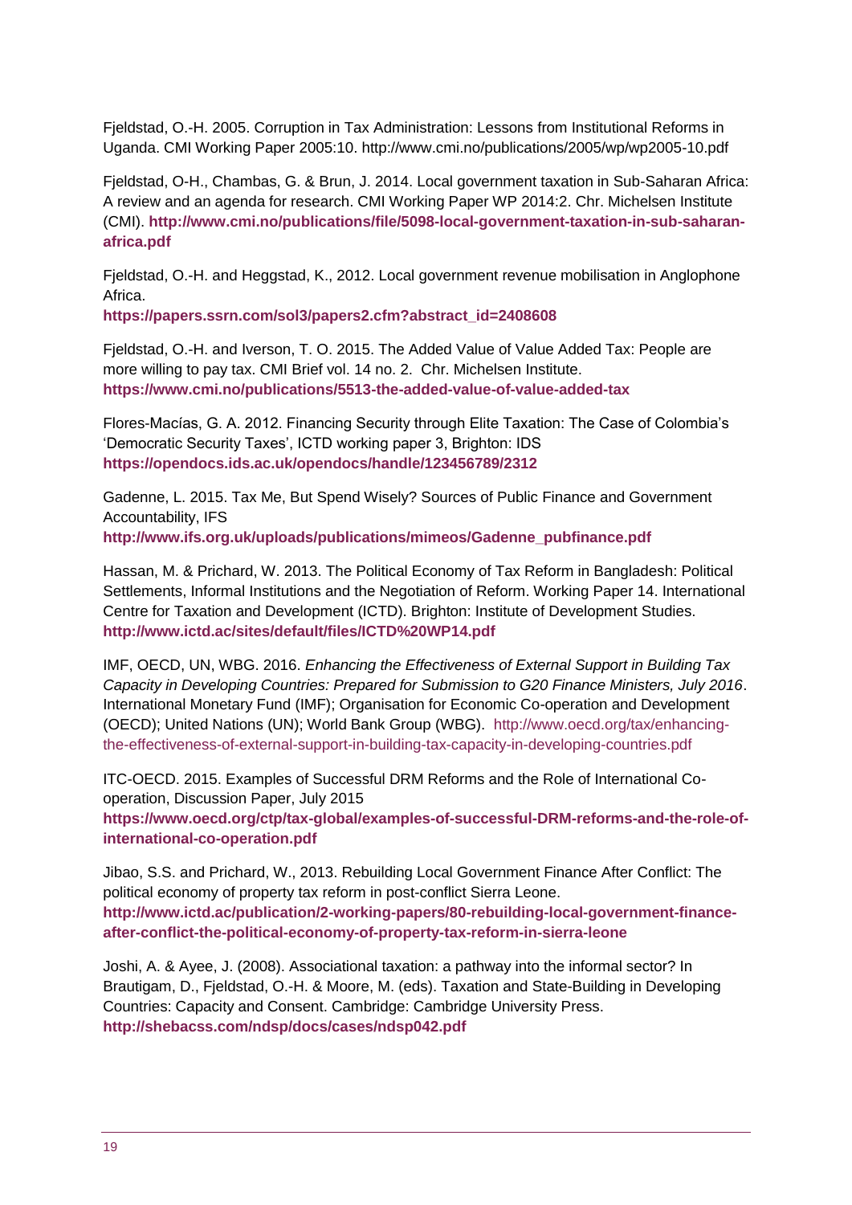Fjeldstad, O.-H. 2005. Corruption in Tax Administration: Lessons from Institutional Reforms in Uganda. CMI Working Paper 2005:10. http://www.cmi.no/publications/2005/wp/wp2005-10.pdf

Fjeldstad, O-H., Chambas, G. & Brun, J. 2014. Local government taxation in Sub-Saharan Africa: A review and an agenda for research. CMI Working Paper WP 2014:2. Chr. Michelsen Institute (CMI). **http://www.cmi.no/publications/file/5098-local-government-taxation-in-sub-saharan-africa.pdf**

Fjeldstad, O.-H. and Heggstad, K., 2012. Local government revenue mobilisation in Anglophone Africa.
**https://papers.ssrn.com/sol3/papers2.cfm?abstract_id=2408608**

Fjeldstad, O.-H. and Iverson, T. O. 2015. The Added Value of Value Added Tax: People are more willing to pay tax. CMI Brief vol. 14 no. 2. Chr. Michelsen Institute. **https://www.cmi.no/publications/5513-the-added-value-of-value-added-tax**

Flores-Macías, G. A. 2012. Financing Security through Elite Taxation: The Case of Colombia's 'Democratic Security Taxes', ICTD working paper 3, Brighton: IDS **https://opendocs.ids.ac.uk/opendocs/handle/123456789/2312**

Gadenne, L. 2015. Tax Me, But Spend Wisely? Sources of Public Finance and Government Accountability, IFS
**http://www.ifs.org.uk/uploads/publications/mimeos/Gadenne_pubfinance.pdf**

Hassan, M. & Prichard, W. 2013. The Political Economy of Tax Reform in Bangladesh: Political Settlements, Informal Institutions and the Negotiation of Reform. Working Paper 14. International Centre for Taxation and Development (ICTD). Brighton: Institute of Development Studies. **http://www.ictd.ac/sites/default/files/ICTD%20WP14.pdf**

IMF, OECD, UN, WBG. 2016. *Enhancing the Effectiveness of External Support in Building Tax Capacity in Developing Countries: Prepared for Submission to G20 Finance Ministers, July 2016*. International Monetary Fund (IMF); Organisation for Economic Co-operation and Development (OECD); United Nations (UN); World Bank Group (WBG). http://www.oecd.org/tax/enhancing-the-effectiveness-of-external-support-in-building-tax-capacity-in-developing-countries.pdf

ITC-OECD. 2015. Examples of Successful DRM Reforms and the Role of International Co-operation, Discussion Paper, July 2015
**https://www.oecd.org/ctp/tax-global/examples-of-successful-DRM-reforms-and-the-role-of-international-co-operation.pdf**

Jibao, S.S. and Prichard, W., 2013. Rebuilding Local Government Finance After Conflict: The political economy of property tax reform in post-conflict Sierra Leone.
**http://www.ictd.ac/publication/2-working-papers/80-rebuilding-local-government-finance-after-conflict-the-political-economy-of-property-tax-reform-in-sierra-leone**

Joshi, A. & Ayee, J. (2008). Associational taxation: a pathway into the informal sector? In Brautigam, D., Fjeldstad, O.-H. & Moore, M. (eds). Taxation and State-Building in Developing Countries: Capacity and Consent. Cambridge: Cambridge University Press.
**http://shebacss.com/ndsp/docs/cases/ndsp042.pdf**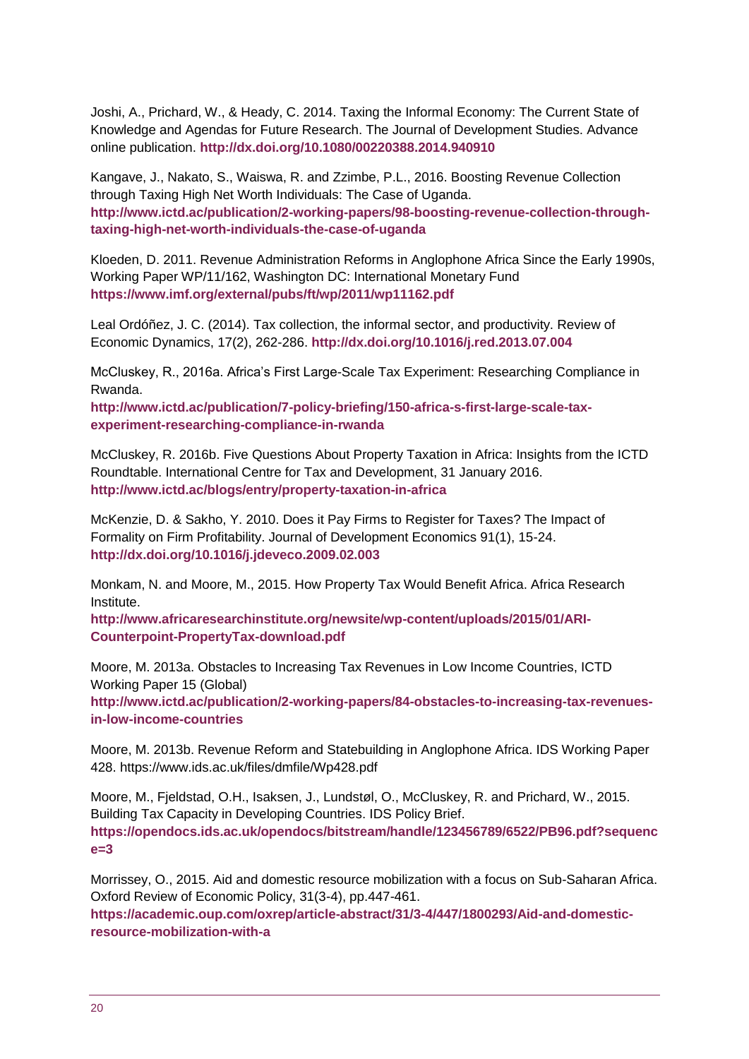Joshi, A., Prichard, W., & Heady, C. 2014. Taxing the Informal Economy: The Current State of Knowledge and Agendas for Future Research. The Journal of Development Studies. Advance online publication. **http://dx.doi.org/10.1080/00220388.2014.940910**

Kangave, J., Nakato, S., Waiswa, R. and Zzimbe, P.L., 2016. Boosting Revenue Collection through Taxing High Net Worth Individuals: The Case of Uganda. **http://www.ictd.ac/publication/2-working-papers/98-boosting-revenue-collection-through-taxing-high-net-worth-individuals-the-case-of-uganda**

Kloeden, D. 2011. Revenue Administration Reforms in Anglophone Africa Since the Early 1990s, Working Paper WP/11/162, Washington DC: International Monetary Fund **https://www.imf.org/external/pubs/ft/wp/2011/wp11162.pdf**

Leal Ordóñez, J. C. (2014). Tax collection, the informal sector, and productivity. Review of Economic Dynamics, 17(2), 262-286. **http://dx.doi.org/10.1016/j.red.2013.07.004**

McCluskey, R., 2016a. Africa's First Large-Scale Tax Experiment: Researching Compliance in Rwanda. **http://www.ictd.ac/publication/7-policy-briefing/150-africa-s-first-large-scale-tax-experiment-researching-compliance-in-rwanda**

McCluskey, R. 2016b. Five Questions About Property Taxation in Africa: Insights from the ICTD Roundtable. International Centre for Tax and Development, 31 January 2016. **http://www.ictd.ac/blogs/entry/property-taxation-in-africa**

McKenzie, D. & Sakho, Y. 2010. Does it Pay Firms to Register for Taxes? The Impact of Formality on Firm Profitability. Journal of Development Economics 91(1), 15-24. **http://dx.doi.org/10.1016/j.jdeveco.2009.02.003**

Monkam, N. and Moore, M., 2015. How Property Tax Would Benefit Africa. Africa Research Institute. **http://www.africaresearchinstitute.org/newsite/wp-content/uploads/2015/01/ARI-Counterpoint-PropertyTax-download.pdf**

Moore, M. 2013a. Obstacles to Increasing Tax Revenues in Low Income Countries, ICTD Working Paper 15 (Global) **http://www.ictd.ac/publication/2-working-papers/84-obstacles-to-increasing-tax-revenues-in-low-income-countries**

Moore, M. 2013b. Revenue Reform and Statebuilding in Anglophone Africa. IDS Working Paper 428. https://www.ids.ac.uk/files/dmfile/Wp428.pdf

Moore, M., Fjeldstad, O.H., Isaksen, J., Lundstøl, O., McCluskey, R. and Prichard, W., 2015. Building Tax Capacity in Developing Countries. IDS Policy Brief. **https://opendocs.ids.ac.uk/opendocs/bitstream/handle/123456789/6522/PB96.pdf?sequence=3**

Morrissey, O., 2015. Aid and domestic resource mobilization with a focus on Sub-Saharan Africa. Oxford Review of Economic Policy, 31(3-4), pp.447-461. **https://academic.oup.com/oxrep/article-abstract/31/3-4/447/1800293/Aid-and-domestic-resource-mobilization-with-a**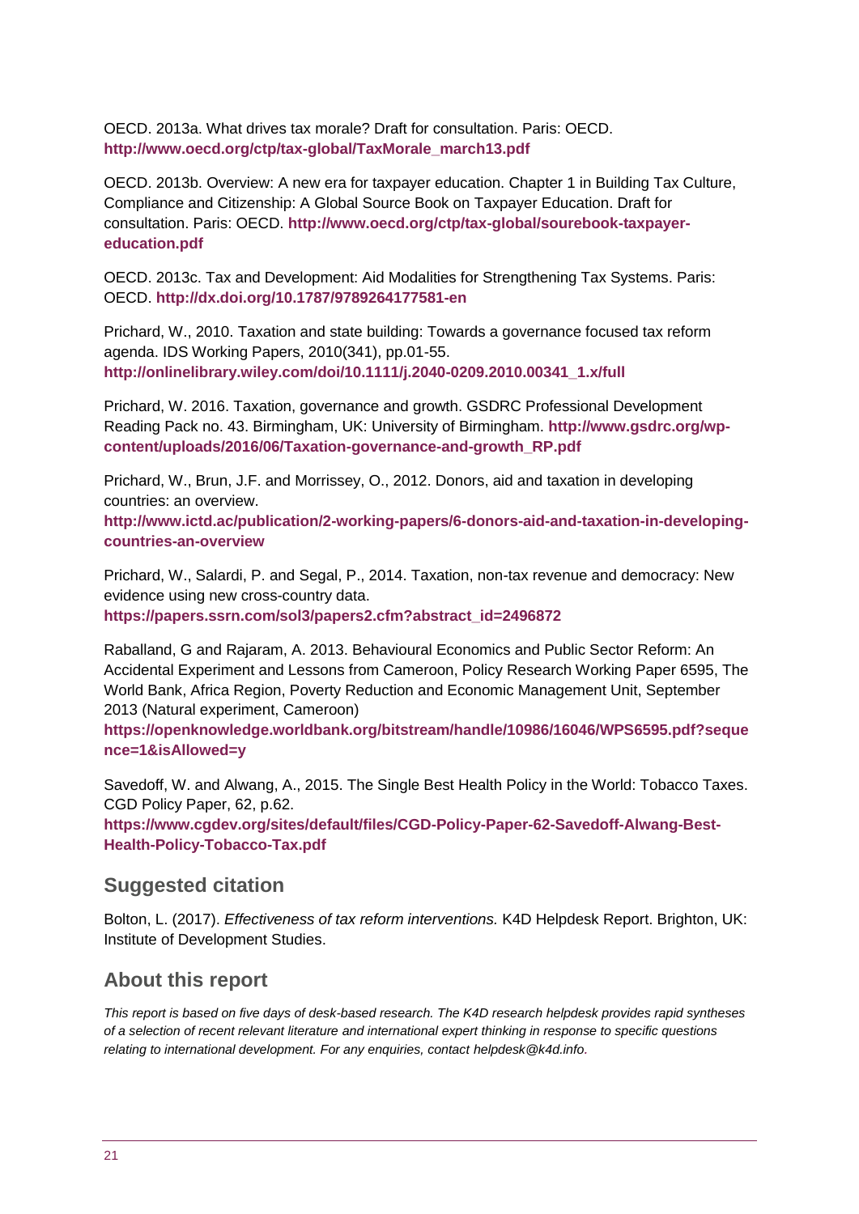OECD. 2013a. What drives tax morale? Draft for consultation. Paris: OECD. **http://www.oecd.org/ctp/tax-global/TaxMorale_march13.pdf**

OECD. 2013b. Overview: A new era for taxpayer education. Chapter 1 in Building Tax Culture, Compliance and Citizenship: A Global Source Book on Taxpayer Education. Draft for consultation. Paris: OECD. **http://www.oecd.org/ctp/tax-global/sourebook-taxpayer-education.pdf**

OECD. 2013c. Tax and Development: Aid Modalities for Strengthening Tax Systems. Paris: OECD. **http://dx.doi.org/10.1787/9789264177581-en**

Prichard, W., 2010. Taxation and state building: Towards a governance focused tax reform agenda. IDS Working Papers, 2010(341), pp.01-55. **http://onlinelibrary.wiley.com/doi/10.1111/j.2040-0209.2010.00341_1.x/full**

Prichard, W. 2016. Taxation, governance and growth. GSDRC Professional Development Reading Pack no. 43. Birmingham, UK: University of Birmingham. **http://www.gsdrc.org/wp-content/uploads/2016/06/Taxation-governance-and-growth_RP.pdf**

Prichard, W., Brun, J.F. and Morrissey, O., 2012. Donors, aid and taxation in developing countries: an overview. **http://www.ictd.ac/publication/2-working-papers/6-donors-aid-and-taxation-in-developing-countries-an-overview**

Prichard, W., Salardi, P. and Segal, P., 2014. Taxation, non-tax revenue and democracy: New evidence using new cross-country data. **https://papers.ssrn.com/sol3/papers2.cfm?abstract_id=2496872**

Raballand, G and Rajaram, A. 2013. Behavioural Economics and Public Sector Reform: An Accidental Experiment and Lessons from Cameroon, Policy Research Working Paper 6595, The World Bank, Africa Region, Poverty Reduction and Economic Management Unit, September 2013 (Natural experiment, Cameroon) **https://openknowledge.worldbank.org/bitstream/handle/10986/16046/WPS6595.pdf?sequence=1&isAllowed=y**

Savedoff, W. and Alwang, A., 2015. The Single Best Health Policy in the World: Tobacco Taxes. CGD Policy Paper, 62, p.62. **https://www.cgdev.org/sites/default/files/CGD-Policy-Paper-62-Savedoff-Alwang-Best-Health-Policy-Tobacco-Tax.pdf**

## Suggested citation

Bolton, L. (2017). *Effectiveness of tax reform interventions.* K4D Helpdesk Report. Brighton, UK: Institute of Development Studies.

## About this report

*This report is based on five days of desk-based research. The K4D research helpdesk provides rapid syntheses of a selection of recent relevant literature and international expert thinking in response to specific questions relating to international development. For any enquiries, contact helpdesk@k4d.info.*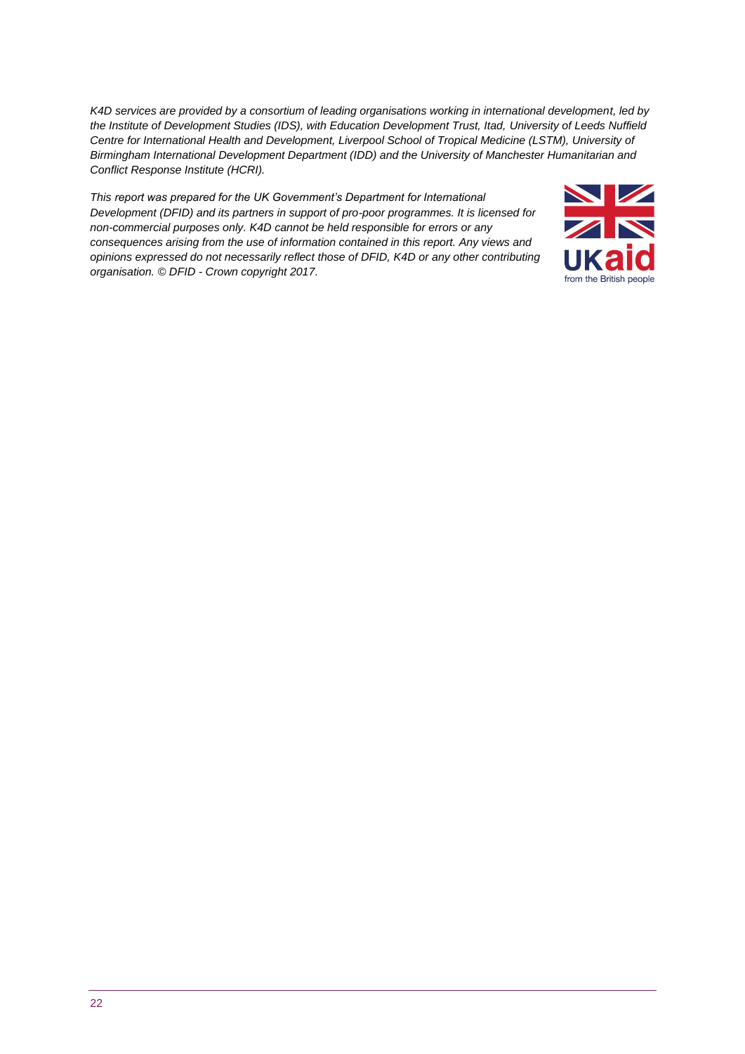*K4D services are provided by a consortium of leading organisations working in international development, led by the Institute of Development Studies (IDS), with Education Development Trust, Itad, University of Leeds Nuffield Centre for International Health and Development, Liverpool School of Tropical Medicine (LSTM), University of Birmingham International Development Department (IDD) and the University of Manchester Humanitarian and Conflict Response Institute (HCRI).*

*This report was prepared for the UK Government's Department for International Development (DFID) and its partners in support of pro-poor programmes. It is licensed for non-commercial purposes only. K4D cannot be held responsible for errors or any consequences arising from the use of information contained in this report. Any views and opinions expressed do not necessarily reflect those of DFID, K4D or any other contributing organisation. © DFID - Crown copyright 2017.*

UKaid
from the British people